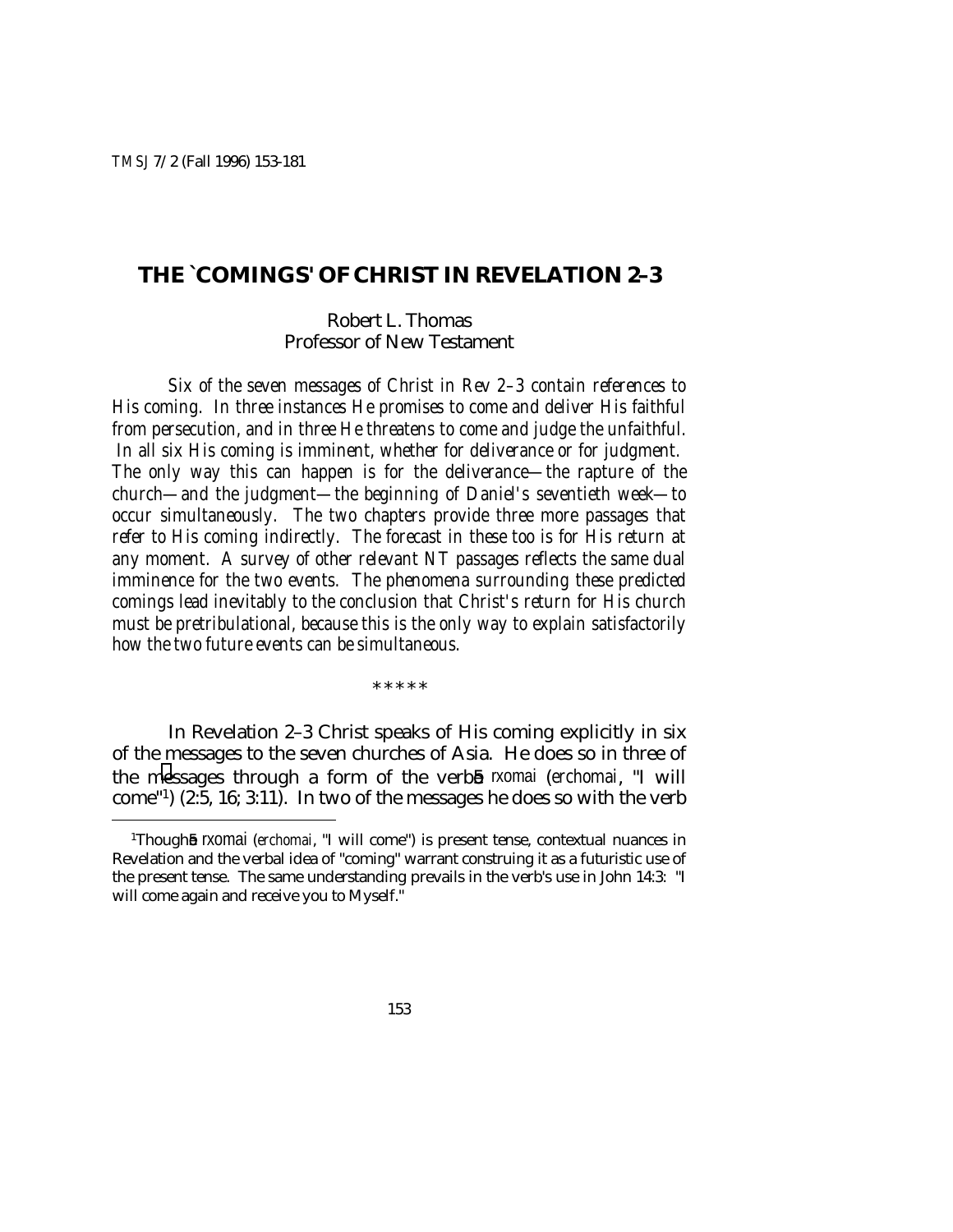# THE `COMINGS' OF CHRIST IN REVELATION 2–3

Robert L. Thomas
Professor of New Testament

*Six of the seven messages of Christ in Rev 2–3 contain references to His coming. In three instances He promises to come and deliver His faithful from persecution, and in three He threatens to come and judge the unfaithful. In all six His coming is imminent, whether for deliverance or for judgment. The only way this can happen is for the deliverance—the rapture of the church—and the judgment—the beginning of Daniel's seventieth week—to occur simultaneously. The two chapters provide three more passages that refer to His coming indirectly. The forecast in these too is for His return at any moment. A survey of other relevant NT passages reflects the same dual imminence for the two events. The phenomena surrounding these predicted comings lead inevitably to the conclusion that Christ's return for His church must be pretribulational, because this is the only way to explain satisfactorily how the two future events can be simultaneous.*

\* \* \* \* \*

In Revelation 2–3 Christ speaks of His coming explicitly in six of the messages to the seven churches of Asia. He does so in three of the messages through a form of the verb ἔρχομαι (*erchomai*, "I will come"[1]) (2:5, 16; 3:11). In two of the messages he does so with the verb

[1]Though ἔρχομαι (*erchomai*, "I will come") is present tense, contextual nuances in Revelation and the verbal idea of "coming" warrant construing it as a futuristic use of the present tense. The same understanding prevails in the verb's use in John 14:3: "I will come again and receive you to Myself."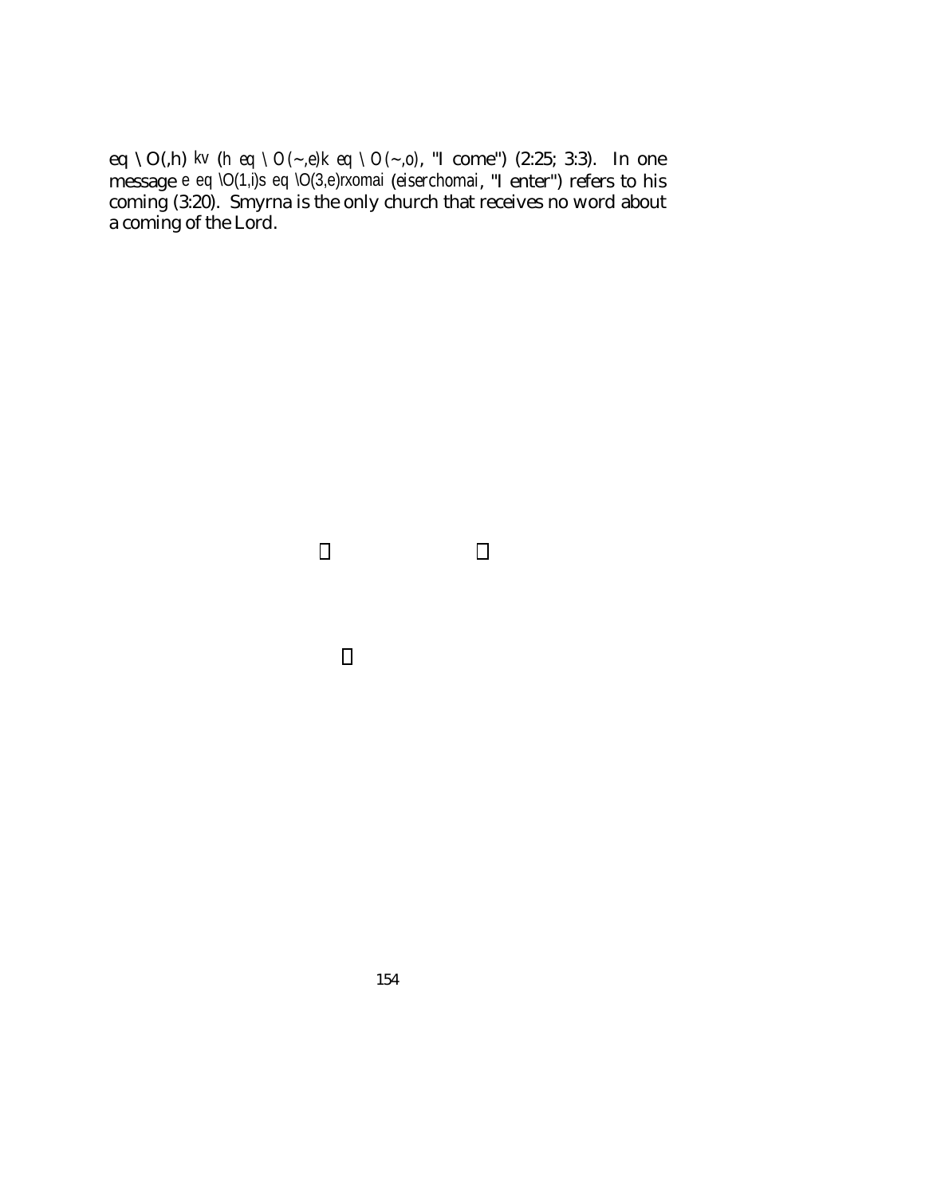eq \O(,h) kv (h eq \O(~,e)k eq \O(~,o), "I come") (2:25; 3:3). In one message e eq \O(1,i)s eq \O(3,e)rxomai (*eiserchomai*, "I enter") refers to his coming (3:20). Smyrna is the only church that receives no word about a coming of the Lord.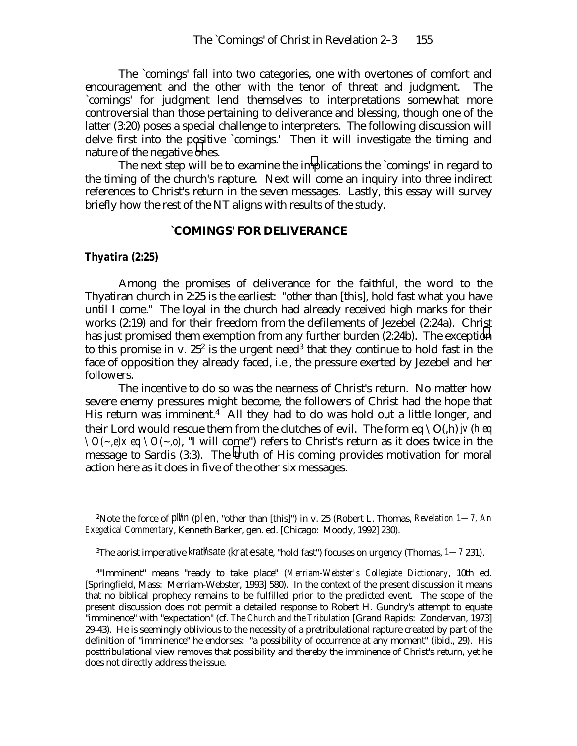The `comings' fall into two categories, one with overtones of comfort and encouragement and the other with the tenor of threat and judgment. The `comings' for judgment lend themselves to interpretations somewhat more controversial than those pertaining to deliverance and blessing, though one of the latter (3:20) poses a special challenge to interpreters. The following discussion will delve first into the positive `comings.' Then it will investigate the timing and nature of the negative ones.

The next step will be to examine the implications the `comings' in regard to the timing of the church's rapture. Next will come an inquiry into three indirect references to Christ's return in the seven messages. Lastly, this essay will survey briefly how the rest of the NT aligns with results of the study.

## `COMINGS' FOR DELIVERANCE

### *Thyatira (2:25)*

Among the promises of deliverance for the faithful, the word to the Thyatiran church in 2:25 is the earliest: "other than [this], hold fast what you have until I come." The loyal in the church had already received high marks for their works (2:19) and for their freedom from the defilements of Jezebel (2:24a). Christ has just promised them exemption from any further burden (2:24b). The exception to this promise in v. 25[2] is the urgent need[3] that they continue to hold fast in the face of opposition they already faced, i.e., the pressure exerted by Jezebel and her followers.

The incentive to do so was the nearness of Christ's return. No matter how severe enemy pressures might become, the followers of Christ had the hope that His return was imminent.[4] All they had to do was hold out a little longer, and their Lord would rescue them from the clutches of evil. The form eq \O(,h) *jv* (*h eq \O (~,e)x eq \O (~,o)*, "I will come") refers to Christ's return as it does twice in the message to Sardis (3:3). The truth of His coming provides motivation for moral action here as it does in five of the other six messages.

---

[2]Note the force of *plh/n* (*pl*ē*n*, "other than [this]") in v. 25 (Robert L. Thomas, *Revelation 1—7, An Exegetical Commentary*, Kenneth Barker, gen. ed. [Chicago: Moody, 1992] 230).

[3]The aorist imperative *krath/sate* (*krat*ē*sate*, "hold fast") focuses on urgency (Thomas, *1—7* 231).

[4]"Imminent" means "ready to take place" (*Merriam-Webster's Collegiate Dictionary*, 10th ed. [Springfield, Mass: Merriam-Webster, 1993] 580). In the context of the present discussion it means that no biblical prophecy remains to be fulfilled prior to the predicted event. The scope of the present discussion does not permit a detailed response to Robert H. Gundry's attempt to equate "imminence" with "expectation" (cf. *The Church and the Tribulation* [Grand Rapids: Zondervan, 1973] 29-43). He is seemingly oblivious to the necessity of a pretribulational rapture created by part of the definition of "imminence" he endorses: "a possibility of occurrence at any moment" (ibid., 29). His posttribulational view removes that possibility and thereby the imminence of Christ's return, yet he does not directly address the issue.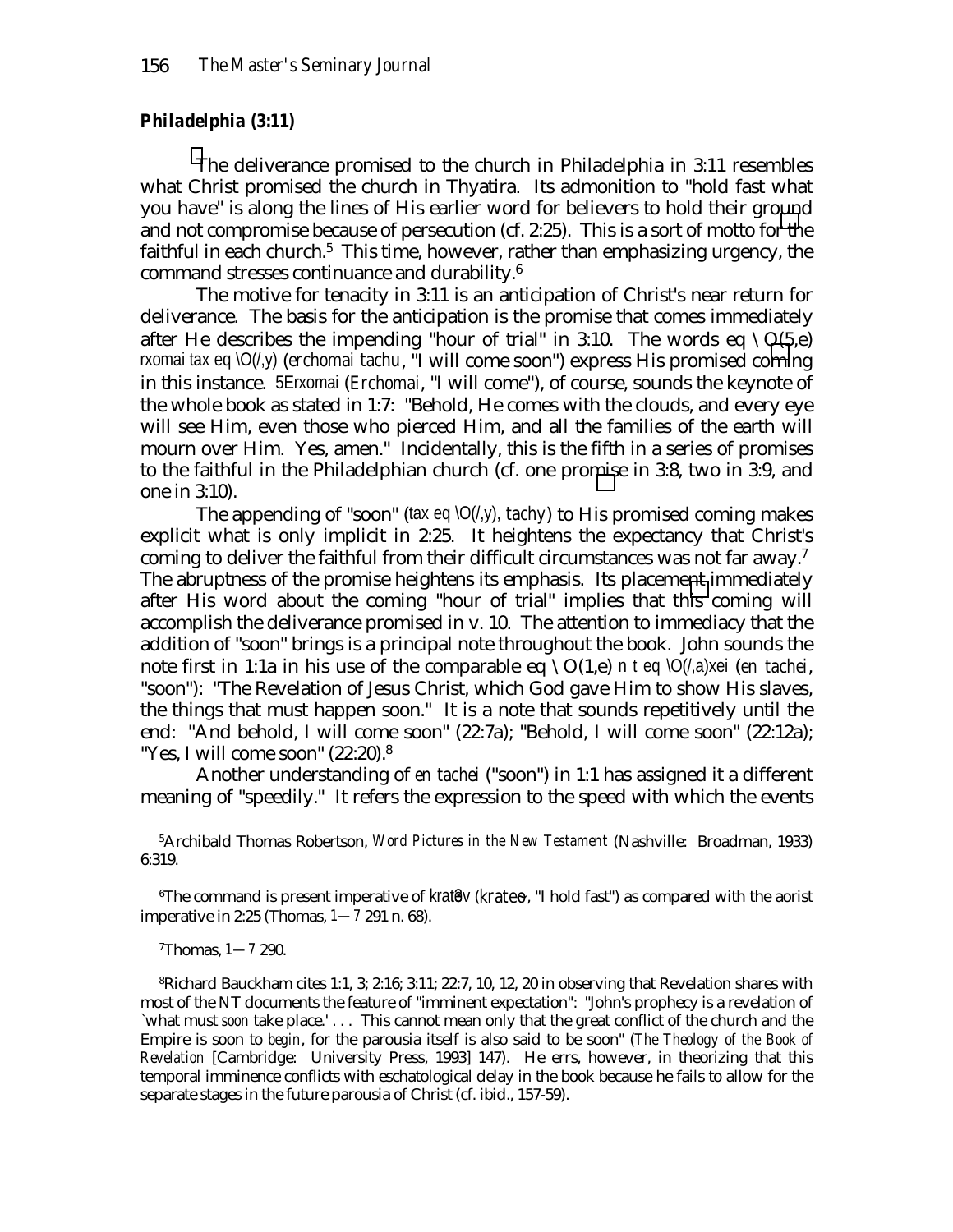### Philadelphia (3:11)

The deliverance promised to the church in Philadelphia in 3:11 resembles what Christ promised the church in Thyatira. Its admonition to "hold fast what you have" is along the lines of His earlier word for believers to hold their ground and not compromise because of persecution (cf. 2:25). This is a sort of motto for the faithful in each church.[5] This time, however, rather than emphasizing urgency, the command stresses continuance and durability.[6]

The motive for tenacity in 3:11 is an anticipation of Christ's near return for deliverance. The basis for the anticipation is the promise that comes immediately after He describes the impending "hour of trial" in 3:10. The words eq \O(5,e) rxomai tax eq \O(/,y) (*erchomai tachu*, "I will come soon") express His promised coming in this instance. 5Erxomai (*Erchomai*, "I will come"), of course, sounds the keynote of the whole book as stated in 1:7: "Behold, He comes with the clouds, and every eye will see Him, even those who pierced Him, and all the families of the earth will mourn over Him. Yes, amen." Incidentally, this is the fifth in a series of promises to the faithful in the Philadelphian church (cf. one promise in 3:8, two in 3:9, and one in 3:10).

The appending of "soon" (tax eq \O(/,y), *tachy*) to His promised coming makes explicit what is only implicit in 2:25. It heightens the expectancy that Christ's coming to deliver the faithful from their difficult circumstances was not far away.[7] The abruptness of the promise heightens its emphasis. Its placement immediately after His word about the coming "hour of trial" implies that this coming will accomplish the deliverance promised in v. 10. The attention to immediacy that the addition of "soon" brings is a principal note throughout the book. John sounds the note first in 1:1a in his use of the comparable eq \O(1,e) n t eq \O(/,a)xei (*en tachei*, "soon"): "The Revelation of Jesus Christ, which God gave Him to show His slaves, the things that must happen soon." It is a note that sounds repetitively until the end: "And behold, I will come soon" (22:7a); "Behold, I will come soon" (22:12a); "Yes, I will come soon" (22:20).[8]

Another understanding of *en tachei* ("soon") in 1:1 has assigned it a different meaning of "speedily." It refers the expression to the speed with which the events

---

[5]Archibald Thomas Robertson, *Word Pictures in the New Testament* (Nashville: Broadman, 1933) 6:319.

[6]The command is present imperative of kratέw (*krateō*, "I hold fast") as compared with the aorist imperative in 2:25 (Thomas, *1—7* 291 n. 68).

[7]Thomas, *1—7* 290.

[8]Richard Bauckham cites 1:1, 3; 2:16; 3:11; 22:7, 10, 12, 20 in observing that Revelation shares with most of the NT documents the feature of "imminent expectation": "John's prophecy is a revelation of `what must *soon* take place.' . . . This cannot mean only that the great conflict of the church and the Empire is soon to *begin*, for the parousia itself is also said to be soon" (*The Theology of the Book of Revelation* [Cambridge: University Press, 1993] 147). He errs, however, in theorizing that this temporal imminence conflicts with eschatological delay in the book because he fails to allow for the separate stages in the future parousia of Christ (cf. ibid., 157-59).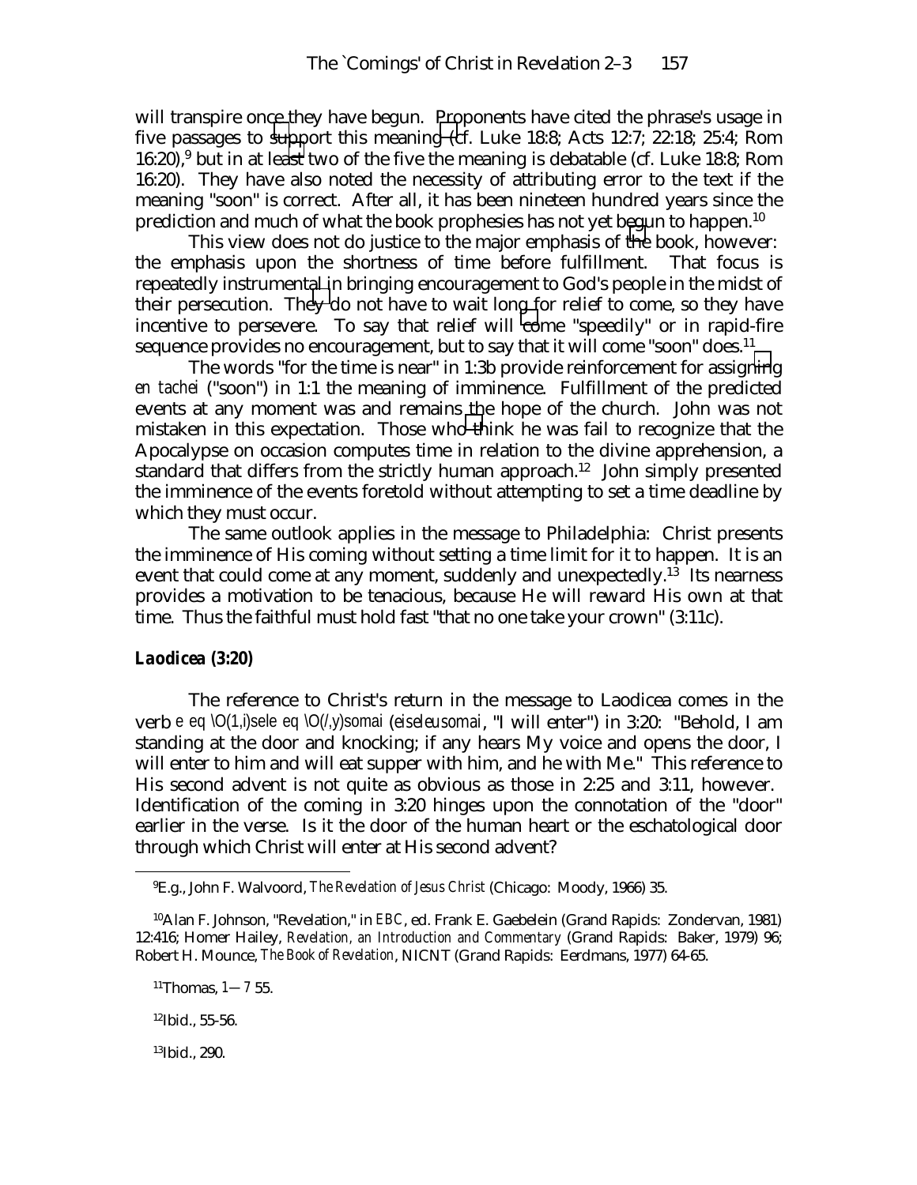will transpire once they have begun. Proponents have cited the phrase's usage in five passages to support this meaning (cf. Luke 18:8; Acts 12:7; 22:18; 25:4; Rom 16:20),[9] but in at least two of the five the meaning is debatable (cf. Luke 18:8; Rom 16:20). They have also noted the necessity of attributing error to the text if the meaning "soon" is correct. After all, it has been nineteen hundred years since the prediction and much of what the book prophesies has not yet begun to happen.[10]

This view does not do justice to the major emphasis of the book, however: the emphasis upon the shortness of time before fulfillment. That focus is repeatedly instrumental in bringing encouragement to God's people in the midst of their persecution. They do not have to wait long for relief to come, so they have incentive to persevere. To say that relief will come "speedily" or in rapid-fire sequence provides no encouragement, but to say that it will come "soon" does.[11]

The words "for the time is near" in 1:3b provide reinforcement for assigning *en tachei* ("soon") in 1:1 the meaning of imminence. Fulfillment of the predicted events at any moment was and remains the hope of the church. John was not mistaken in this expectation. Those who think he was fail to recognize that the Apocalypse on occasion computes time in relation to the divine apprehension, a standard that differs from the strictly human approach.[12] John simply presented the imminence of the events foretold without attempting to set a time deadline by which they must occur.

The same outlook applies in the message to Philadelphia: Christ presents the imminence of His coming without setting a time limit for it to happen. It is an event that could come at any moment, suddenly and unexpectedly.[13] Its nearness provides a motivation to be tenacious, because He will reward His own at that time. Thus the faithful must hold fast "that no one take your crown" (3:11c).

### Laodicea (3:20)

The reference to Christ's return in the message to Laodicea comes in the verb *e eq \O(1,i)sele eq \O(/,y)somai* (*eiseleusomai*, "I will enter") in 3:20: "Behold, I am standing at the door and knocking; if any hears My voice and opens the door, I will enter to him and will eat supper with him, and he with Me." This reference to His second advent is not quite as obvious as those in 2:25 and 3:11, however. Identification of the coming in 3:20 hinges upon the connotation of the "door" earlier in the verse. Is it the door of the human heart or the eschatological door through which Christ will enter at His second advent?

---

[9] E.g., John F. Walvoord, *The Revelation of Jesus Christ* (Chicago: Moody, 1966) 35.

[10] Alan F. Johnson, "Revelation," in *EBC*, ed. Frank E. Gaebelein (Grand Rapids: Zondervan, 1981) 12:416; Homer Hailey, *Revelation, an Introduction and Commentary* (Grand Rapids: Baker, 1979) 96; Robert H. Mounce, *The Book of Revelation*, NICNT (Grand Rapids: Eerdmans, 1977) 64-65.

[11] Thomas, *1—7* 55.

[12] Ibid., 55-56.

[13] Ibid., 290.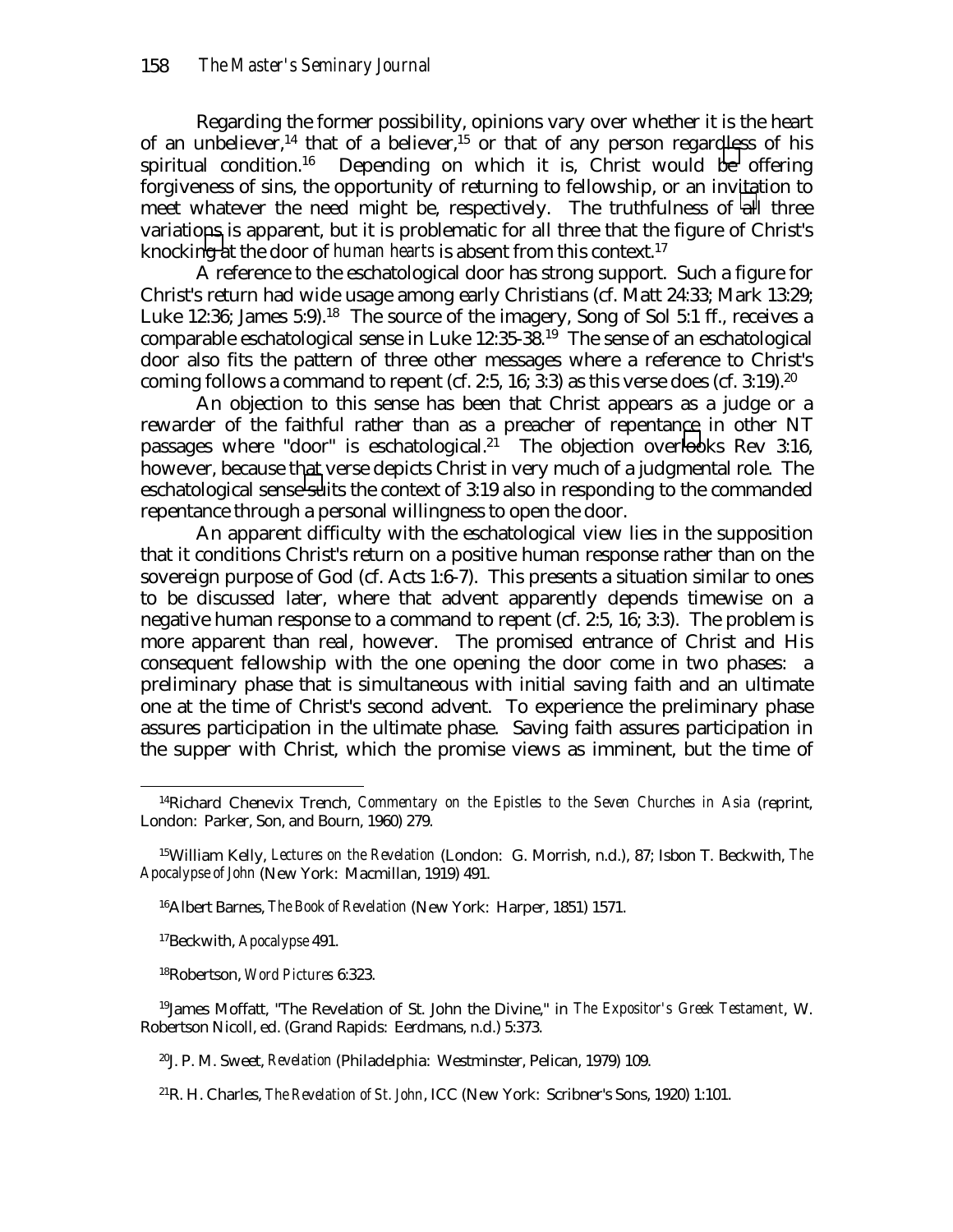Regarding the former possibility, opinions vary over whether it is the heart of an unbeliever,[14] that of a believer,[15] or that of any person regardless of his spiritual condition.[16] Depending on which it is, Christ would be offering forgiveness of sins, the opportunity of returning to fellowship, or an invitation to meet whatever the need might be, respectively. The truthfulness of all three variations is apparent, but it is problematic for all three that the figure of Christ's knocking at the door of *human hearts* is absent from this context.[17]

A reference to the eschatological door has strong support. Such a figure for Christ's return had wide usage among early Christians (cf. Matt 24:33; Mark 13:29; Luke 12:36; James 5:9).[18] The source of the imagery, Song of Sol 5:1 ff., receives a comparable eschatological sense in Luke 12:35-38.[19] The sense of an eschatological door also fits the pattern of three other messages where a reference to Christ's coming follows a command to repent (cf. 2:5, 16; 3:3) as this verse does (cf. 3:19).[20]

An objection to this sense has been that Christ appears as a judge or a rewarder of the faithful rather than as a preacher of repentance in other NT passages where "door" is eschatological.[21] The objection overlooks Rev 3:16, however, because that verse depicts Christ in very much of a judgmental role. The eschatological sense suits the context of 3:19 also in responding to the commanded repentance through a personal willingness to open the door.

An apparent difficulty with the eschatological view lies in the supposition that it conditions Christ's return on a positive human response rather than on the sovereign purpose of God (cf. Acts 1:6-7). This presents a situation similar to ones to be discussed later, where that advent apparently depends timewise on a negative human response to a command to repent (cf. 2:5, 16; 3:3). The problem is more apparent than real, however. The promised entrance of Christ and His consequent fellowship with the one opening the door come in two phases: a preliminary phase that is simultaneous with initial saving faith and an ultimate one at the time of Christ's second advent. To experience the preliminary phase assures participation in the ultimate phase. Saving faith assures participation in the supper with Christ, which the promise views as imminent, but the time of

---

[14]Richard Chenevix Trench, *Commentary on the Epistles to the Seven Churches in Asia* (reprint, London: Parker, Son, and Bourn, 1960) 279.

[15]William Kelly, *Lectures on the Revelation* (London: G. Morrish, n.d.), 87; Isbon T. Beckwith, *The Apocalypse of John* (New York: Macmillan, 1919) 491.

[16]Albert Barnes, *The Book of Revelation* (New York: Harper, 1851) 1571.

[17]Beckwith, *Apocalypse* 491.

[18]Robertson, *Word Pictures* 6:323.

[19]James Moffatt, "The Revelation of St. John the Divine," in *The Expositor's Greek Testament*, W. Robertson Nicoll, ed. (Grand Rapids: Eerdmans, n.d.) 5:373.

[20]J. P. M. Sweet, *Revelation* (Philadelphia: Westminster, Pelican, 1979) 109.

[21]R. H. Charles, *The Revelation of St. John*, ICC (New York: Scribner's Sons, 1920) 1:101.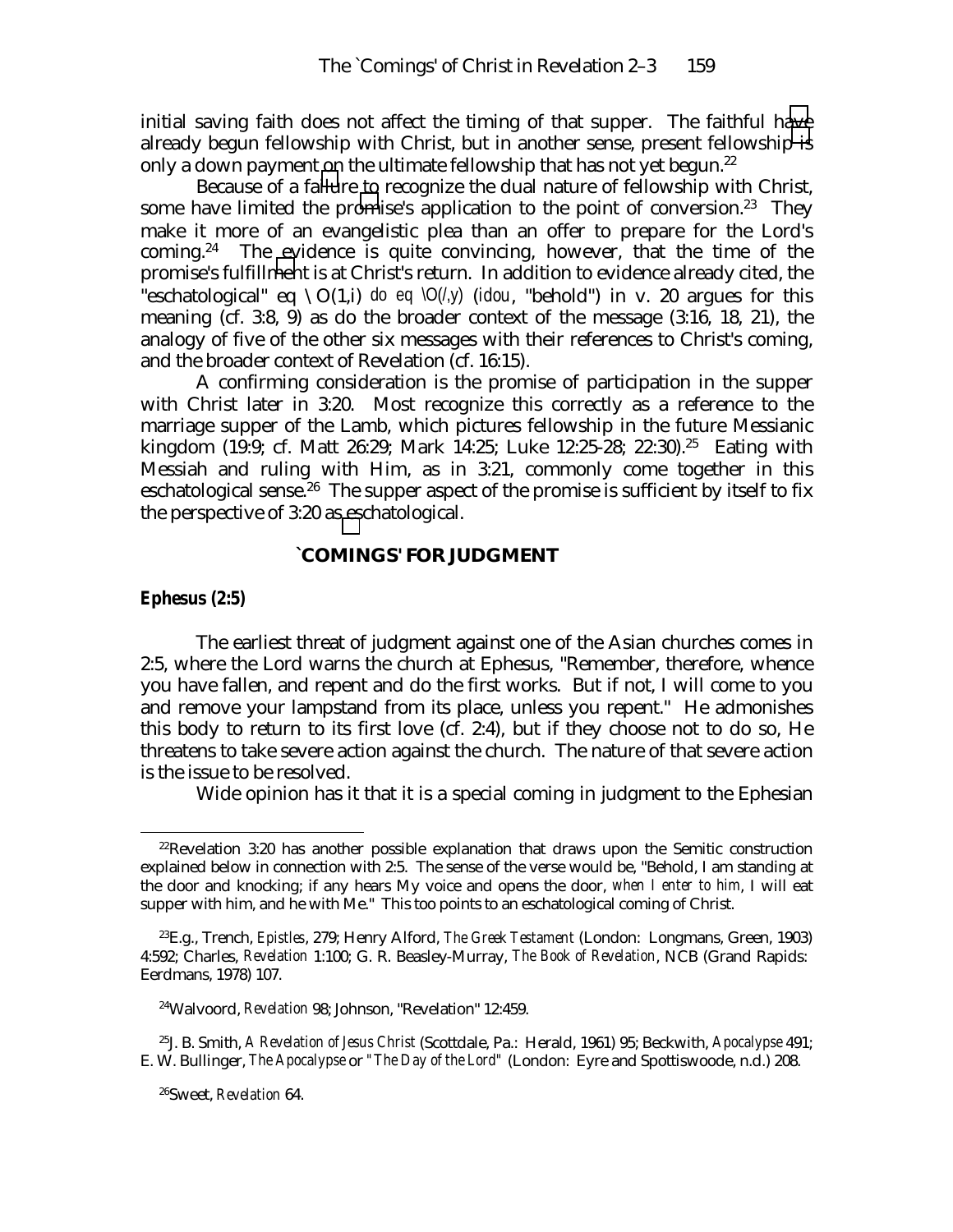initial saving faith does not affect the timing of that supper. The faithful have already begun fellowship with Christ, but in another sense, present fellowship is only a down payment on the ultimate fellowship that has not yet begun.[22]

Because of a failure to recognize the dual nature of fellowship with Christ, some have limited the promise's application to the point of conversion.[23] They make it more of an evangelistic plea than an offer to prepare for the Lord's coming.[24] The evidence is quite convincing, however, that the time of the promise's fulfillment is at Christ's return. In addition to evidence already cited, the "eschatological" eq \O(1,i) *do eq \O(/,y)* (*idou*, "behold") in v. 20 argues for this meaning (cf. 3:8, 9) as do the broader context of the message (3:16, 18, 21), the analogy of five of the other six messages with their references to Christ's coming, and the broader context of Revelation (cf. 16:15).

A confirming consideration is the promise of participation in the supper with Christ later in 3:20. Most recognize this correctly as a reference to the marriage supper of the Lamb, which pictures fellowship in the future Messianic kingdom (19:9; cf. Matt 26:29; Mark 14:25; Luke 12:25-28; 22:30).[25] Eating with Messiah and ruling with Him, as in 3:21, commonly come together in this eschatological sense.[26] The supper aspect of the promise is sufficient by itself to fix the perspective of 3:20 as eschatological.

## `COMINGS' FOR JUDGMENT

### Ephesus (2:5)

The earliest threat of judgment against one of the Asian churches comes in 2:5, where the Lord warns the church at Ephesus, "Remember, therefore, whence you have fallen, and repent and do the first works. But if not, I will come to you and remove your lampstand from its place, unless you repent." He admonishes this body to return to its first love (cf. 2:4), but if they choose not to do so, He threatens to take severe action against the church. The nature of that severe action is the issue to be resolved.

Wide opinion has it that it is a special coming in judgment to the Ephesian

---

[22]Revelation 3:20 has another possible explanation that draws upon the Semitic construction explained below in connection with 2:5. The sense of the verse would be, "Behold, I am standing at the door and knocking; if any hears My voice and opens the door, *when I enter to him*, I will eat supper with him, and he with Me." This too points to an eschatological coming of Christ.

[23]E.g., Trench, *Epistles*, 279; Henry Alford, *The Greek Testament* (London: Longmans, Green, 1903) 4:592; Charles, *Revelation* 1:100; G. R. Beasley-Murray, *The Book of Revelation*, NCB (Grand Rapids: Eerdmans, 1978) 107.

[24]Walvoord, *Revelation* 98; Johnson, "Revelation" 12:459.

[25]J. B. Smith, *A Revelation of Jesus Christ* (Scottdale, Pa.: Herald, 1961) 95; Beckwith, *Apocalypse* 491; E. W. Bullinger, *The Apocalypse* or *"The Day of the Lord"* (London: Eyre and Spottiswoode, n.d.) 208.

[26]Sweet, *Revelation* 64.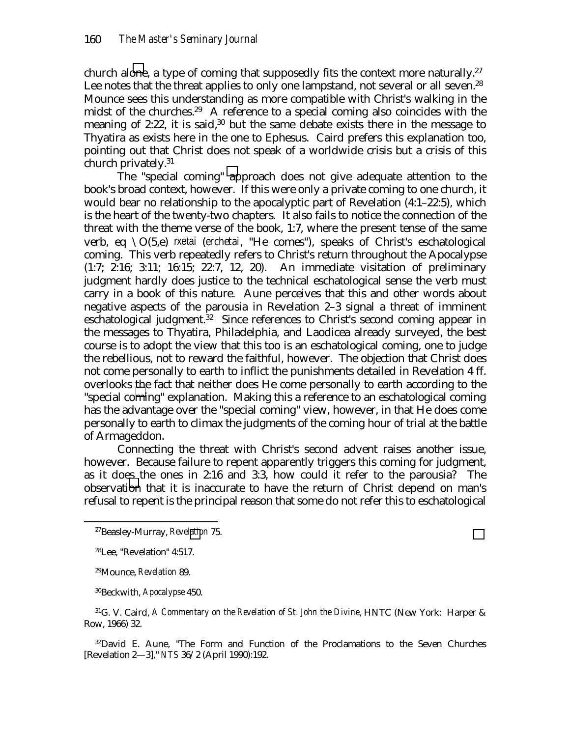church alone, a type of coming that supposedly fits the context more naturally.[27] Lee notes that the threat applies to only one lampstand, not several or all seven.[28] Mounce sees this understanding as more compatible with Christ's walking in the midst of the churches.[29] A reference to a special coming also coincides with the meaning of 2:22, it is said,[30] but the same debate exists there in the message to Thyatira as exists here in the one to Ephesus. Caird prefers this explanation too, pointing out that Christ does not speak of a worldwide crisis but a crisis of this church privately.[31]

The "special coming" approach does not give adequate attention to the book's broad context, however. If this were only a private coming to one church, it would bear no relationship to the apocalyptic part of Revelation (4:1–22:5), which is the heart of the twenty-two chapters. It also fails to notice the connection of the threat with the theme verse of the book, 1:7, where the present tense of the same verb, eq \O(5,e) *rxetai* (*erchetai*, "He comes"), speaks of Christ's eschatological coming. This verb repeatedly refers to Christ's return throughout the Apocalypse (1:7; 2:16; 3:11; 16:15; 22:7, 12, 20). An immediate visitation of preliminary judgment hardly does justice to the technical eschatological sense the verb must carry in a book of this nature. Aune perceives that this and other words about negative aspects of the parousia in Revelation 2–3 signal a threat of imminent eschatological judgment.[32] Since references to Christ's second coming appear in the messages to Thyatira, Philadelphia, and Laodicea already surveyed, the best course is to adopt the view that this too is an eschatological coming, one to judge the rebellious, not to reward the faithful, however. The objection that Christ does not come personally to earth to inflict the punishments detailed in Revelation 4 ff. overlooks the fact that neither does He come personally to earth according to the "special coming" explanation. Making this a reference to an eschatological coming has the advantage over the "special coming" view, however, in that He does come personally to earth to climax the judgments of the coming hour of trial at the battle of Armageddon.

Connecting the threat with Christ's second advent raises another issue, however. Because failure to repent apparently triggers this coming for judgment, as it does the ones in 2:16 and 3:3, how could it refer to the parousia? The observation that it is inaccurate to have the return of Christ depend on man's refusal to repent is the principal reason that some do not refer this to eschatological

---

[27]Beasley-Murray, *Revelation* 75.

[28]Lee, "Revelation" 4:517.

[29]Mounce, *Revelation* 89.

[30]Beckwith, *Apocalypse* 450.

[31]G. V. Caird, *A Commentary on the Revelation of St. John the Divine*, HNTC (New York: Harper & Row, 1966) 32.

[32]David E. Aune, "The Form and Function of the Proclamations to the Seven Churches [Revelation 2—3]," *NTS* 36/2 (April 1990):192.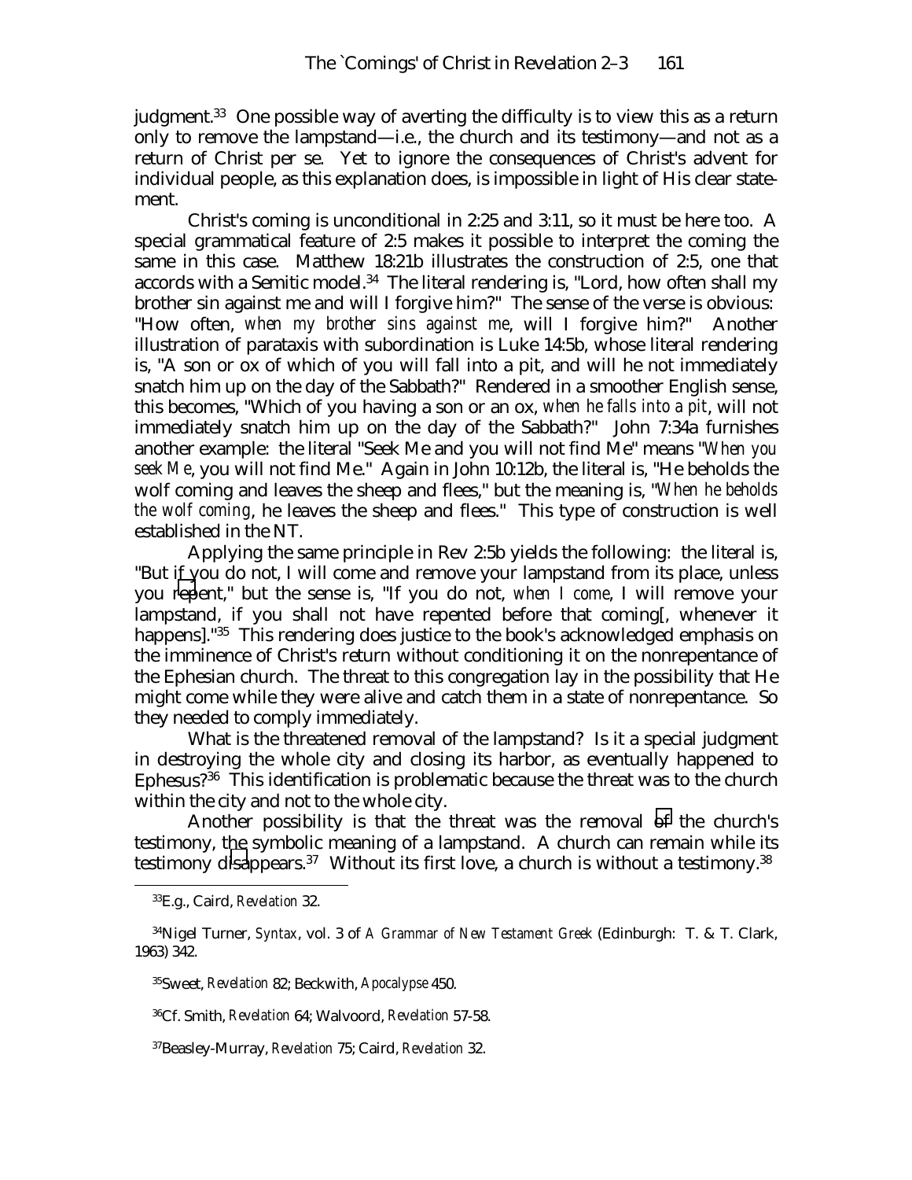judgment.[33] One possible way of averting the difficulty is to view this as a return only to remove the lampstand—i.e., the church and its testimony—and not as a return of Christ per se. Yet to ignore the consequences of Christ's advent for individual people, as this explanation does, is impossible in light of His clear statement.

Christ's coming is unconditional in 2:25 and 3:11, so it must be here too. A special grammatical feature of 2:5 makes it possible to interpret the coming the same in this case. Matthew 18:21b illustrates the construction of 2:5, one that accords with a Semitic model.[34] The literal rendering is, "Lord, how often shall my brother sin against me and will I forgive him?" The sense of the verse is obvious: "How often, *when my brother sins against me*, will I forgive him?" Another illustration of parataxis with subordination is Luke 14:5b, whose literal rendering is, "A son or ox of which of you will fall into a pit, and will he not immediately snatch him up on the day of the Sabbath?" Rendered in a smoother English sense, this becomes, "Which of you having a son or an ox, *when he falls into a pit*, will not immediately snatch him up on the day of the Sabbath?" John 7:34a furnishes another example: the literal "Seek Me and you will not find Me" means "*When you seek Me*, you will not find Me." Again in John 10:12b, the literal is, "He beholds the wolf coming and leaves the sheep and flees," but the meaning is, "*When he beholds the wolf coming*, he leaves the sheep and flees." This type of construction is well established in the NT.

Applying the same principle in Rev 2:5b yields the following: the literal is, "But if you do not, I will come and remove your lampstand from its place, unless you repent," but the sense is, "If you do not, *when I come*, I will remove your lampstand, if you shall not have repented before that coming[, whenever it happens]."[35] This rendering does justice to the book's acknowledged emphasis on the imminence of Christ's return without conditioning it on the nonrepentance of the Ephesian church. The threat to this congregation lay in the possibility that He might come while they were alive and catch them in a state of nonrepentance. So they needed to comply immediately.

What is the threatened removal of the lampstand? Is it a special judgment in destroying the whole city and closing its harbor, as eventually happened to Ephesus?[36] This identification is problematic because the threat was to the church within the city and not to the whole city.

Another possibility is that the threat was the removal of the church's testimony, the symbolic meaning of a lampstand. A church can remain while its testimony disappears.[37] Without its first love, a church is without a testimony.[38]

---

[33]E.g., Caird, *Revelation* 32.

[34]Nigel Turner, *Syntax*, vol. 3 of *A Grammar of New Testament Greek* (Edinburgh: T. & T. Clark, 1963) 342.

[35]Sweet, *Revelation* 82; Beckwith, *Apocalypse* 450.

[36]Cf. Smith, *Revelation* 64; Walvoord, *Revelation* 57-58.

[37]Beasley-Murray, *Revelation* 75; Caird, *Revelation* 32.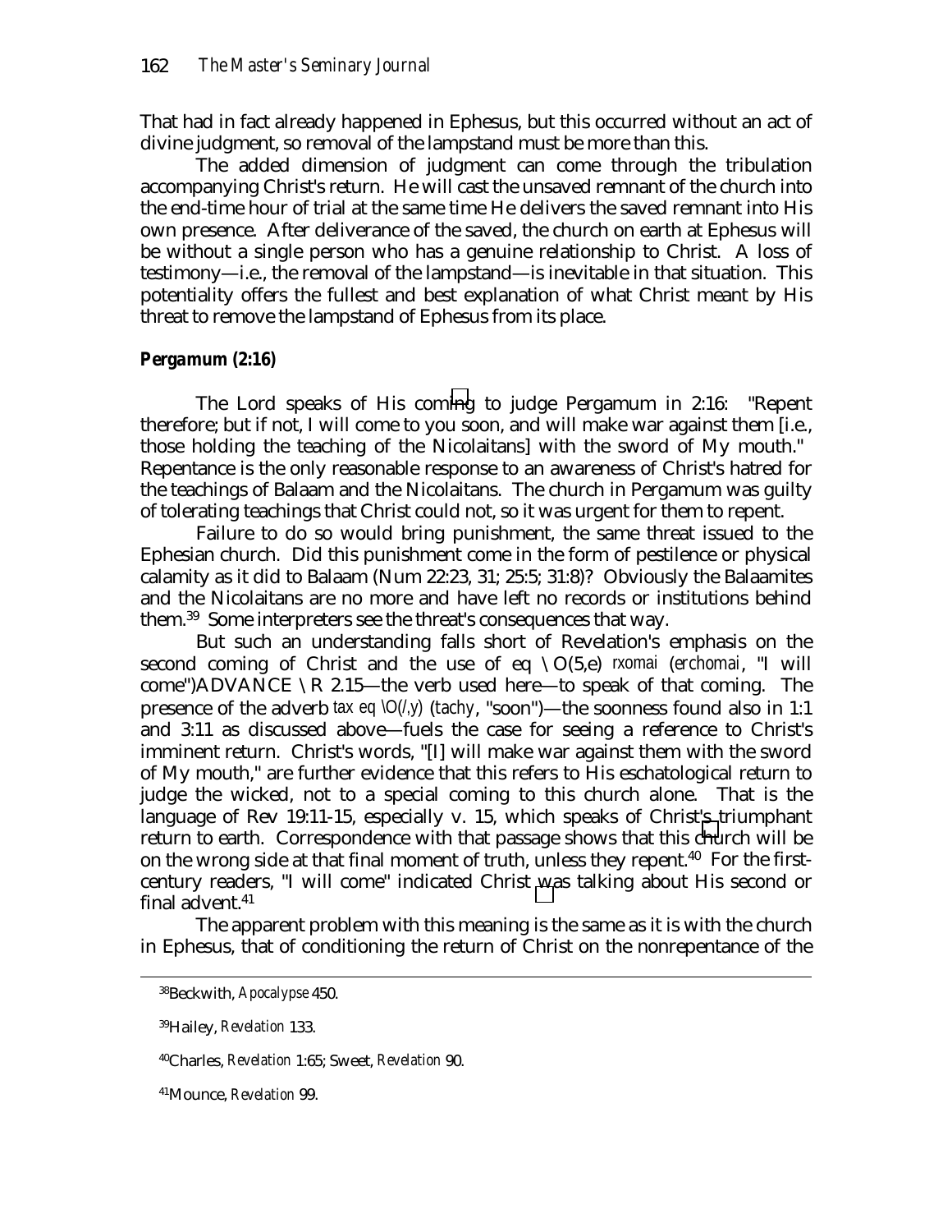That had in fact already happened in Ephesus, but this occurred without an act of divine judgment, so removal of the lampstand must be more than this.

The added dimension of judgment can come through the tribulation accompanying Christ's return. He will cast the unsaved remnant of the church into the end-time hour of trial at the same time He delivers the saved remnant into His own presence. After deliverance of the saved, the church on earth at Ephesus will be without a single person who has a genuine relationship to Christ. A loss of testimony—i.e., the removal of the lampstand—is inevitable in that situation. This potentiality offers the fullest and best explanation of what Christ meant by His threat to remove the lampstand of Ephesus from its place.

### *Pergamum (2:16)*

The Lord speaks of His coming to judge Pergamum in 2:16: "Repent therefore; but if not, I will come to you soon, and will make war against them [i.e., those holding the teaching of the Nicolaitans] with the sword of My mouth." Repentance is the only reasonable response to an awareness of Christ's hatred for the teachings of Balaam and the Nicolaitans. The church in Pergamum was guilty of tolerating teachings that Christ could not, so it was urgent for them to repent.

Failure to do so would bring punishment, the same threat issued to the Ephesian church. Did this punishment come in the form of pestilence or physical calamity as it did to Balaam (Num 22:23, 31; 25:5; 31:8)? Obviously the Balaamites and the Nicolaitans are no more and have left no records or institutions behind them.[39] Some interpreters see the threat's consequences that way.

But such an understanding falls short of Revelation's emphasis on the second coming of Christ and the use of eq \O(5,e) *rxomai* (*erchomai*, "I will come")ADVANCE \R 2.15—the verb used here—to speak of that coming. The presence of the adverb *tax eq \O(/,y)* (*tachy*, "soon")—the soonness found also in 1:1 and 3:11 as discussed above—fuels the case for seeing a reference to Christ's imminent return. Christ's words, "[I] will make war against them with the sword of My mouth," are further evidence that this refers to His eschatological return to judge the wicked, not to a special coming to this church alone. That is the language of Rev 19:11-15, especially v. 15, which speaks of Christ's triumphant return to earth. Correspondence with that passage shows that this church will be on the wrong side at that final moment of truth, unless they repent.[40] For the first-century readers, "I will come" indicated Christ was talking about His second or final advent.[41]

The apparent problem with this meaning is the same as it is with the church in Ephesus, that of conditioning the return of Christ on the nonrepentance of the

---

[38]Beckwith, *Apocalypse* 450.

[39]Hailey, *Revelation* 133.

[40]Charles, *Revelation* 1:65; Sweet, *Revelation* 90.

[41]Mounce, *Revelation* 99.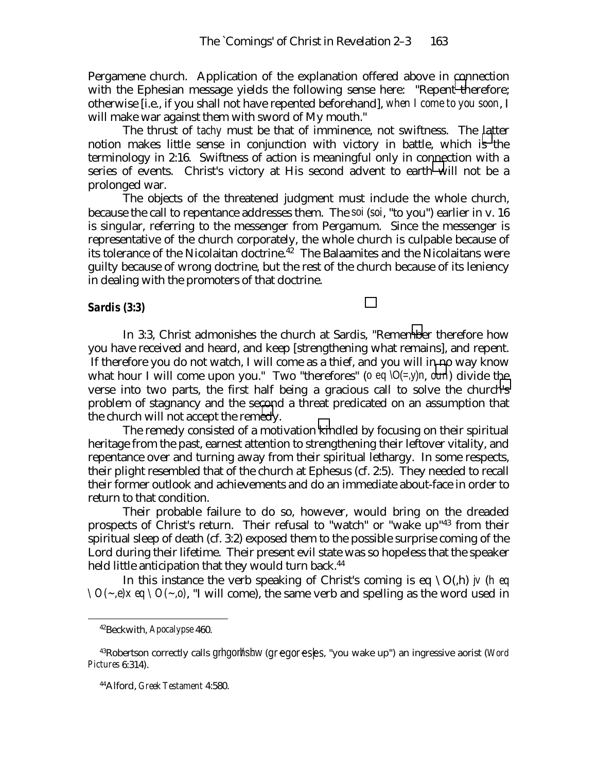Pergamene church. Application of the explanation offered above in connection with the Ephesian message yields the following sense here: "Repent therefore; otherwise [i.e., if you shall not have repented beforehand], *when I come to you soon*, I will make war against them with sword of My mouth."

The thrust of *tachy* must be that of imminence, not swiftness. The latter notion makes little sense in conjunction with victory in battle, which is the terminology in 2:16. Swiftness of action is meaningful only in connection with a series of events. Christ's victory at His second advent to earth will not be a prolonged war.

The objects of the threatened judgment must include the whole church, because the call to repentance addresses them. The soi (*soi*, "to you") earlier in v. 16 is singular, referring to the messenger from Pergamum. Since the messenger is representative of the church corporately, the whole church is culpable because of its tolerance of the Nicolaitan doctrine.[42] The Balaamites and the Nicolaitans were guilty because of wrong doctrine, but the rest of the church because of its leniency in dealing with the promoters of that doctrine.

**Sardis (3:3)**

In 3:3, Christ admonishes the church at Sardis, "Remember therefore how you have received and heard, and keep [strengthening what remains], and repent. If therefore you do not watch, I will come as a thief, and you will in no way know what hour I will come upon you." Two "therefores" (o eq \O(=,y)n, *oun*) divide the verse into two parts, the first half being a gracious call to solve the church's problem of stagnancy and the second a threat predicated on an assumption that the church will not accept the remedy.

The remedy consisted of a motivation kindled by focusing on their spiritual heritage from the past, earnest attention to strengthening their leftover vitality, and repentance over and turning away from their spiritual lethargy. In some respects, their plight resembled that of the church at Ephesus (cf. 2:5). They needed to recall their former outlook and achievements and do an immediate about-face in order to return to that condition.

Their probable failure to do so, however, would bring on the dreaded prospects of Christ's return. Their refusal to "watch" or "wake up"[43] from their spiritual sleep of death (cf. 3:2) exposed them to the possible surprise coming of the Lord during their lifetime. Their present evil state was so hopeless that the speaker held little anticipation that they would turn back.[44]

In this instance the verb speaking of Christ's coming is eq \O(,h) jv (*h eq \O(~,e)x eq \O(~,o)*, "I will come), the same verb and spelling as the word used in

---

[42] Beckwith, *Apocalypse* 460.

[43] Robertson correctly calls grhgorhshw (*gregoreses*, "you wake up") an ingressive aorist (*Word Pictures* 6:314).

[44] Alford, *Greek Testament* 4:580.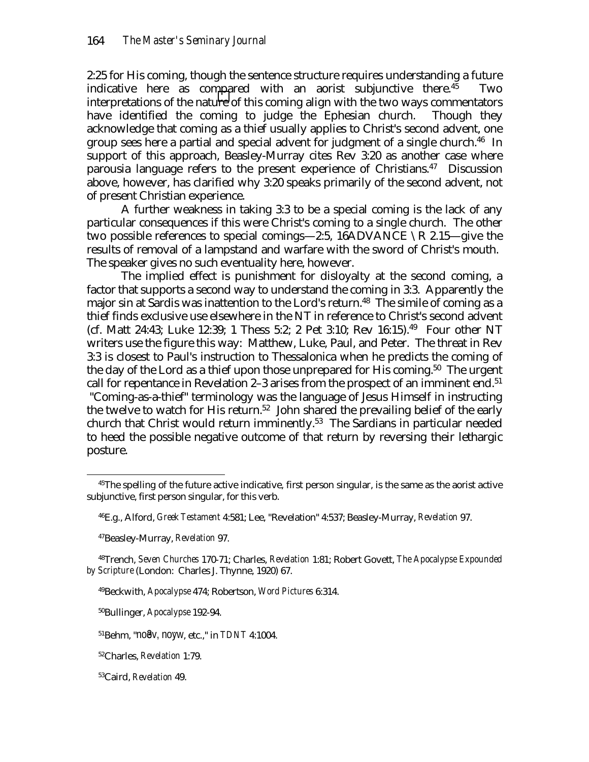2:25 for His coming, though the sentence structure requires understanding a future indicative here as compared with an aorist subjunctive there.[45] Two interpretations of the nature of this coming align with the two ways commentators have identified the coming to judge the Ephesian church. Though they acknowledge that coming as a thief usually applies to Christ's second advent, one group sees here a partial and special advent for judgment of a single church.[46] In support of this approach, Beasley-Murray cites Rev 3:20 as another case where parousia language refers to the present experience of Christians.[47] Discussion above, however, has clarified why 3:20 speaks primarily of the second advent, not of present Christian experience.

A further weakness in taking 3:3 to be a special coming is the lack of any particular consequences if this were Christ's coming to a single church. The other two possible references to special comings—2:5, 16ADVANCE \R 2.15—give the results of removal of a lampstand and warfare with the sword of Christ's mouth. The speaker gives no such eventuality here, however.

The implied effect is punishment for disloyalty at the second coming, a factor that supports a second way to understand the coming in 3:3. Apparently the major sin at Sardis was inattention to the Lord's return.[48] The simile of coming as a thief finds exclusive use elsewhere in the NT in reference to Christ's second advent (cf. Matt 24:43; Luke 12:39; 1 Thess 5:2; 2 Pet 3:10; Rev 16:15).[49] Four other NT writers use the figure this way: Matthew, Luke, Paul, and Peter. The threat in Rev 3:3 is closest to Paul's instruction to Thessalonica when he predicts the coming of the day of the Lord as a thief upon those unprepared for His coming.[50] The urgent call for repentance in Revelation 2–3 arises from the prospect of an imminent end.[51] "Coming-as-a-thief" terminology was the language of Jesus Himself in instructing the twelve to watch for His return.[52] John shared the prevailing belief of the early church that Christ would return imminently.[53] The Sardians in particular needed to heed the possible negative outcome of that return by reversing their lethargic posture.

---

[45]The spelling of the future active indicative, first person singular, is the same as the aorist active subjunctive, first person singular, for this verb.

[46]E.g., Alford, *Greek Testament* 4:581; Lee, "Revelation" 4:537; Beasley-Murray, *Revelation* 97.

[47]Beasley-Murray, *Revelation* 97.

[48]Trench, *Seven Churches* 170-71; Charles, *Revelation* 1:81; Robert Govett, *The Apocalypse Expounded by Scripture* (London: Charles J. Thynne, 1920) 67.

[49]Beckwith, *Apocalypse* 474; Robertson, *Word Pictures* 6:314.

[50]Bullinger, *Apocalypse* 192-94.

[51]Behm, "noέw, noyw, etc.," in *TDNT* 4:1004.

[52]Charles, *Revelation* 1:79.

[53]Caird, *Revelation* 49.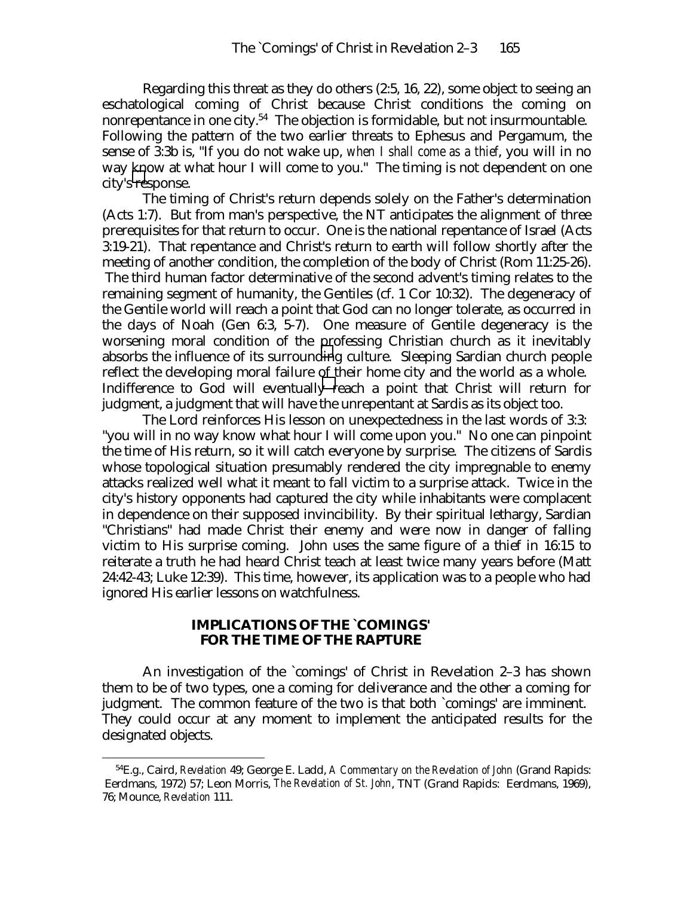Regarding this threat as they do others (2:5, 16, 22), some object to seeing an eschatological coming of Christ because Christ conditions the coming on nonrepentance in one city.[54] The objection is formidable, but not insurmountable. Following the pattern of the two earlier threats to Ephesus and Pergamum, the sense of 3:3b is, "If you do not wake up, *when I shall come as a thief*, you will in no way know at what hour I will come to you." The timing is not dependent on one city's response.

The timing of Christ's return depends solely on the Father's determination (Acts 1:7). But from man's perspective, the NT anticipates the alignment of three prerequisites for that return to occur. One is the national repentance of Israel (Acts 3:19-21). That repentance and Christ's return to earth will follow shortly after the meeting of another condition, the completion of the body of Christ (Rom 11:25-26). The third human factor determinative of the second advent's timing relates to the remaining segment of humanity, the Gentiles (cf. 1 Cor 10:32). The degeneracy of the Gentile world will reach a point that God can no longer tolerate, as occurred in the days of Noah (Gen 6:3, 5-7). One measure of Gentile degeneracy is the worsening moral condition of the professing Christian church as it inevitably absorbs the influence of its surrounding culture. Sleeping Sardian church people reflect the developing moral failure of their home city and the world as a whole. Indifference to God will eventually reach a point that Christ will return for judgment, a judgment that will have the unrepentant at Sardis as its object too.

The Lord reinforces His lesson on unexpectedness in the last words of 3:3: "you will in no way know what hour I will come upon you." No one can pinpoint the time of His return, so it will catch everyone by surprise. The citizens of Sardis whose topological situation presumably rendered the city impregnable to enemy attacks realized well what it meant to fall victim to a surprise attack. Twice in the city's history opponents had captured the city while inhabitants were complacent in dependence on their supposed invincibility. By their spiritual lethargy, Sardian "Christians" had made Christ their enemy and were now in danger of falling victim to His surprise coming. John uses the same figure of a thief in 16:15 to reiterate a truth he had heard Christ teach at least twice many years before (Matt 24:42-43; Luke 12:39). This time, however, its application was to a people who had ignored His earlier lessons on watchfulness.

## IMPLICATIONS OF THE `COMINGS' FOR THE TIME OF THE RAPTURE

An investigation of the `comings' of Christ in Revelation 2–3 has shown them to be of two types, one a coming for deliverance and the other a coming for judgment. The common feature of the two is that both `comings' are imminent. They could occur at any moment to implement the anticipated results for the designated objects.

---

[54] E.g., Caird, *Revelation* 49; George E. Ladd, *A Commentary on the Revelation of John* (Grand Rapids: Eerdmans, 1972) 57; Leon Morris, *The Revelation of St. John*, TNT (Grand Rapids: Eerdmans, 1969), 76; Mounce, *Revelation* 111.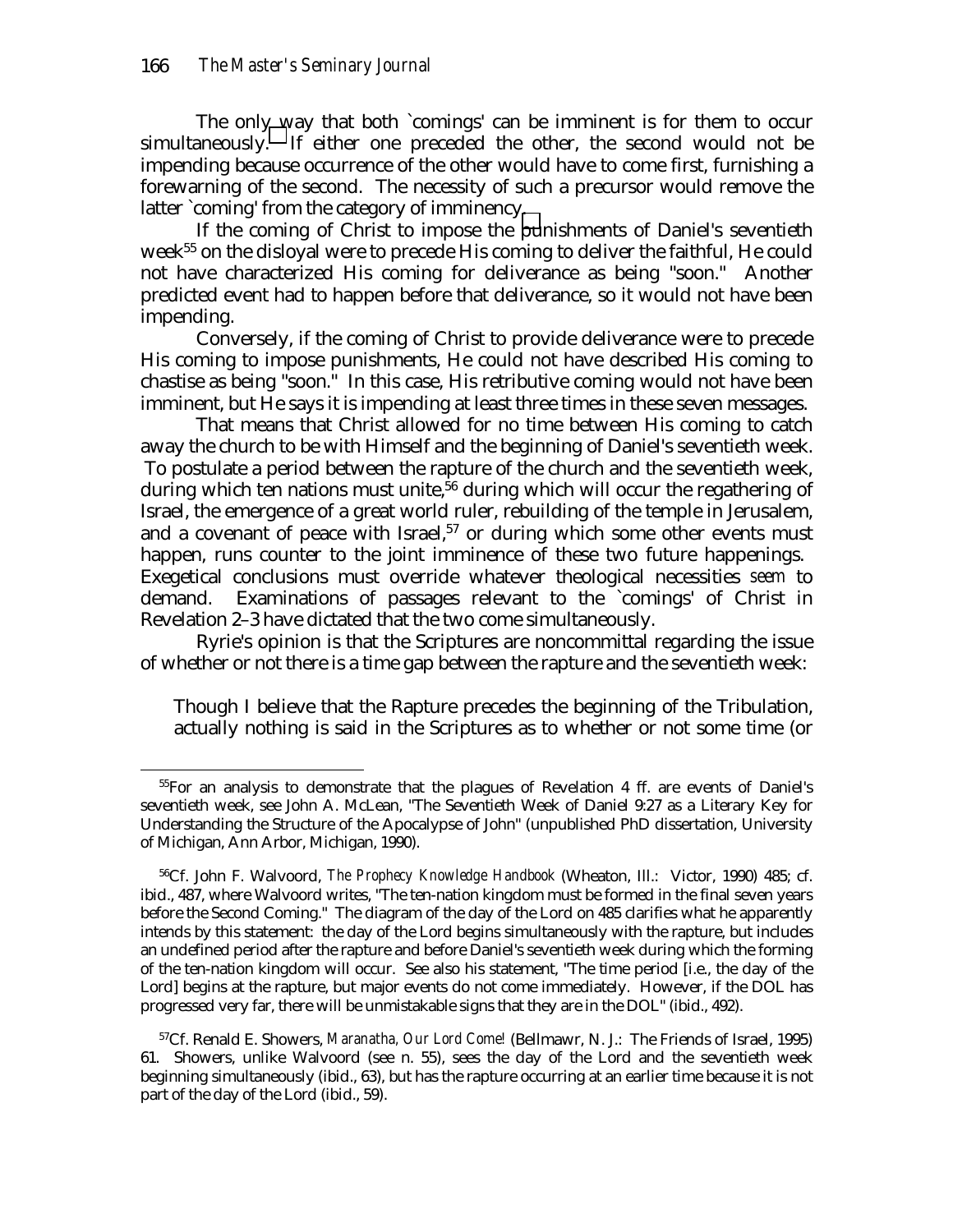The only way that both `comings' can be imminent is for them to occur simultaneously. If either one preceded the other, the second would not be impending because occurrence of the other would have to come first, furnishing a forewarning of the second. The necessity of such a precursor would remove the latter `coming' from the category of imminency.

If the coming of Christ to impose the punishments of Daniel's seventieth week[55] on the disloyal were to precede His coming to deliver the faithful, He could not have characterized His coming for deliverance as being "soon." Another predicted event had to happen before that deliverance, so it would not have been impending.

Conversely, if the coming of Christ to provide deliverance were to precede His coming to impose punishments, He could not have described His coming to chastise as being "soon." In this case, His retributive coming would not have been imminent, but He says it is impending at least three times in these seven messages.

That means that Christ allowed for no time between His coming to catch away the church to be with Himself and the beginning of Daniel's seventieth week. To postulate a period between the rapture of the church and the seventieth week, during which ten nations must unite,[56] during which will occur the regathering of Israel, the emergence of a great world ruler, rebuilding of the temple in Jerusalem, and a covenant of peace with Israel,[57] or during which some other events must happen, runs counter to the joint imminence of these two future happenings. Exegetical conclusions must override whatever theological necessities *seem* to demand. Examinations of passages relevant to the `comings' of Christ in Revelation 2–3 have dictated that the two come simultaneously.

Ryrie's opinion is that the Scriptures are noncommittal regarding the issue of whether or not there is a time gap between the rapture and the seventieth week:

> Though I believe that the Rapture precedes the beginning of the Tribulation, actually nothing is said in the Scriptures as to whether or not some time (or

---

[55]For an analysis to demonstrate that the plagues of Revelation 4 ff. are events of Daniel's seventieth week, see John A. McLean, "The Seventieth Week of Daniel 9:27 as a Literary Key for Understanding the Structure of the Apocalypse of John" (unpublished PhD dissertation, University of Michigan, Ann Arbor, Michigan, 1990).

[56]Cf. John F. Walvoord, *The Prophecy Knowledge Handbook* (Wheaton, Ill.: Victor, 1990) 485; cf. ibid., 487, where Walvoord writes, "The ten-nation kingdom must be formed in the final seven years before the Second Coming." The diagram of the day of the Lord on 485 clarifies what he apparently intends by this statement: the day of the Lord begins simultaneously with the rapture, but includes an undefined period after the rapture and before Daniel's seventieth week during which the forming of the ten-nation kingdom will occur. See also his statement, "The time period [i.e., the day of the Lord] begins at the rapture, but major events do not come immediately. However, if the DOL has progressed very far, there will be unmistakable signs that they are in the DOL" (ibid., 492).

[57]Cf. Renald E. Showers, *Maranatha, Our Lord Come!* (Bellmawr, N. J.: The Friends of Israel, 1995) 61. Showers, unlike Walvoord (see n. 55), sees the day of the Lord and the seventieth week beginning simultaneously (ibid., 63), but has the rapture occurring at an earlier time because it is not part of the day of the Lord (ibid., 59).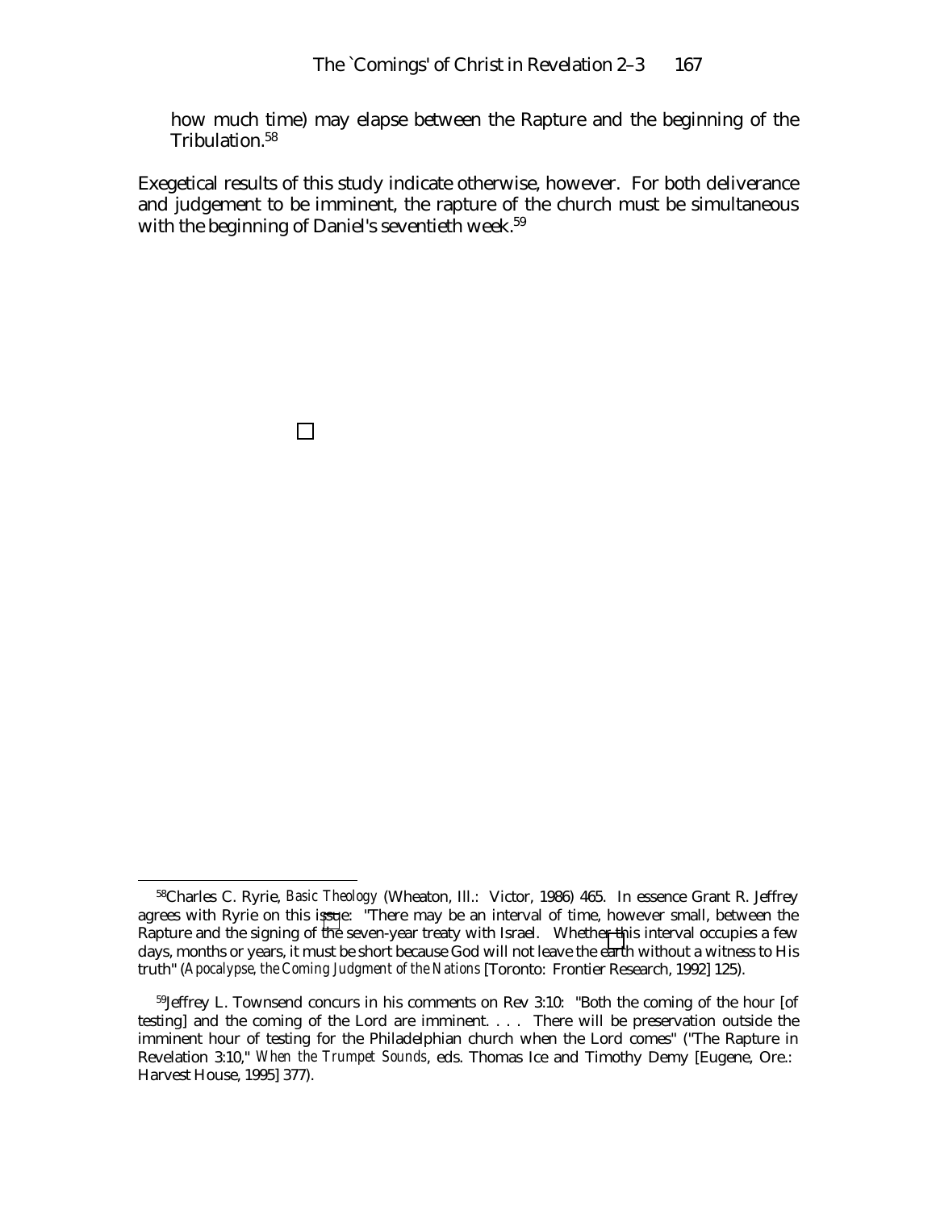how much time) may elapse between the Rapture and the beginning of the Tribulation.[58]

Exegetical results of this study indicate otherwise, however. For both deliverance and judgement to be imminent, the rapture of the church must be simultaneous with the beginning of Daniel's seventieth week.[59]

---

[58]Charles C. Ryrie, *Basic Theology* (Wheaton, Ill.: Victor, 1986) 465. In essence Grant R. Jeffrey agrees with Ryrie on this issue: "There may be an interval of time, however small, between the Rapture and the signing of the seven-year treaty with Israel. Whether this interval occupies a few days, months or years, it must be short because God will not leave the earth without a witness to His truth" (*Apocalypse, the Coming Judgment of the Nations* [Toronto: Frontier Research, 1992] 125).

[59]Jeffrey L. Townsend concurs in his comments on Rev 3:10: "Both the coming of the hour [of testing] and the coming of the Lord are imminent. . . . There will be preservation outside the imminent hour of testing for the Philadelphian church when the Lord comes" ("The Rapture in Revelation 3:10," *When the Trumpet Sounds*, eds. Thomas Ice and Timothy Demy [Eugene, Ore.: Harvest House, 1995] 377).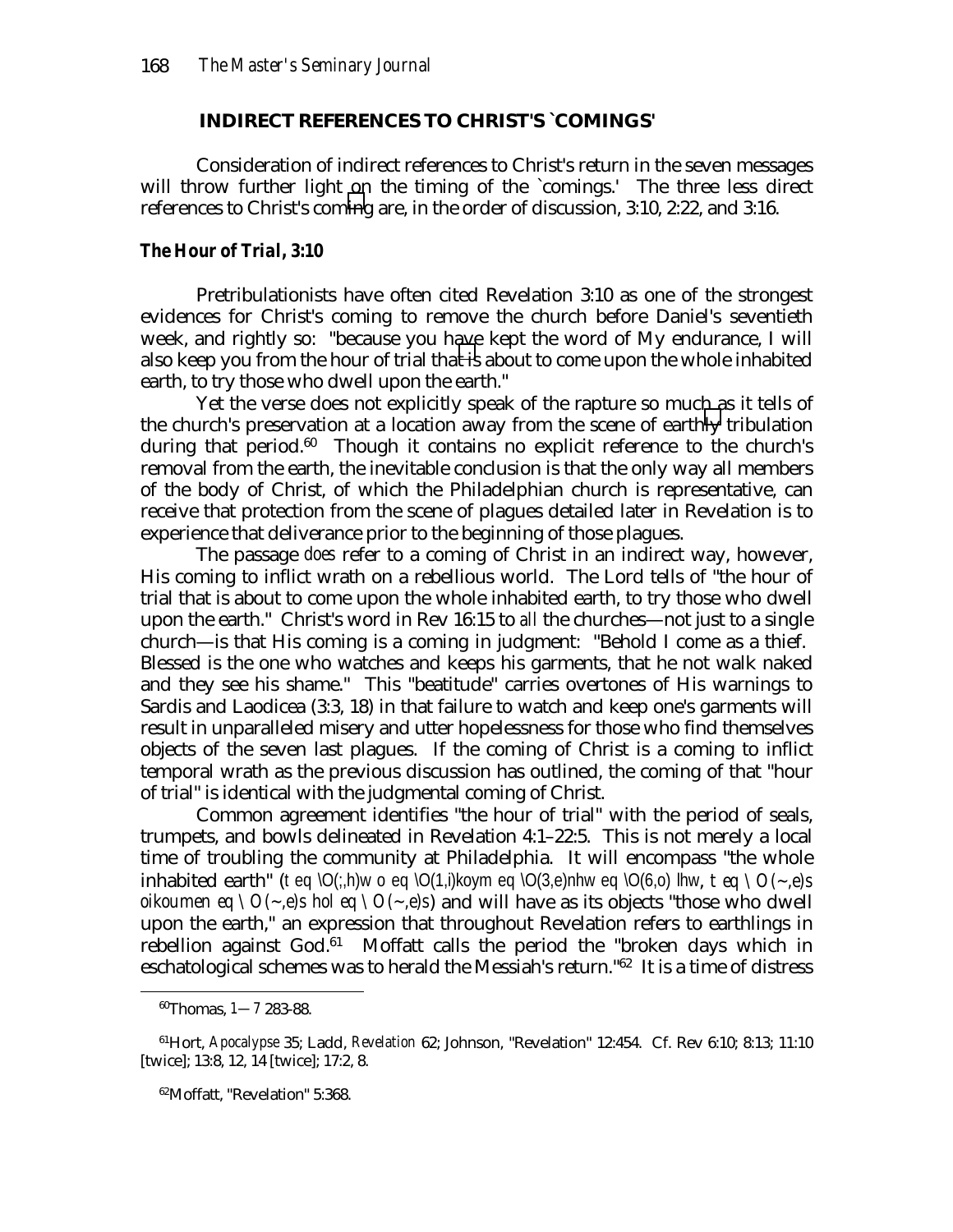## INDIRECT REFERENCES TO CHRIST'S `COMINGS'

Consideration of indirect references to Christ's return in the seven messages will throw further light on the timing of the `comings.' The three less direct references to Christ's coming are, in the order of discussion, 3:10, 2:22, and 3:16.

### *The Hour of Trial, 3:10*

Pretribulationists have often cited Revelation 3:10 as one of the strongest evidences for Christ's coming to remove the church before Daniel's seventieth week, and rightly so: "because you have kept the word of My endurance, I will also keep you from the hour of trial that is about to come upon the whole inhabited earth, to try those who dwell upon the earth."

Yet the verse does not explicitly speak of the rapture so much as it tells of the church's preservation at a location away from the scene of earthly tribulation during that period.[60] Though it contains no explicit reference to the church's removal from the earth, the inevitable conclusion is that the only way all members of the body of Christ, of which the Philadelphian church is representative, can receive that protection from the scene of plagues detailed later in Revelation is to experience that deliverance prior to the beginning of those plagues.

The passage *does* refer to a coming of Christ in an indirect way, however, His coming to inflict wrath on a rebellious world. The Lord tells of "the hour of trial that is about to come upon the whole inhabited earth, to try those who dwell upon the earth." Christ's word in Rev 16:15 to *all* the churches—not just to a single church—is that His coming is a coming in judgment: "Behold I come as a thief. Blessed is the one who watches and keeps his garments, that he not walk naked and they see his shame." This "beatitude" carries overtones of His warnings to Sardis and Laodicea (3:3, 18) in that failure to watch and keep one's garments will result in unparalleled misery and utter hopelessness for those who find themselves objects of the seven last plagues. If the coming of Christ is a coming to inflict temporal wrath as the previous discussion has outlined, the coming of that "hour of trial" is identical with the judgmental coming of Christ.

Common agreement identifies "the hour of trial" with the period of seals, trumpets, and bowls delineated in Revelation 4:1–22:5. This is not merely a local time of troubling the community at Philadelphia. It will encompass "the whole inhabited earth" (*t eq \O(;,h)w o eq \O(1,i)koym eq \O(3,e)nhw eq \O(6,o) lhw*, *t eq \ O (~,e)s oikoumen eq \ O (~,e)s hol eq \ O (~,e)s*) and will have as its objects "those who dwell upon the earth," an expression that throughout Revelation refers to earthlings in rebellion against God.[61] Moffatt calls the period the "broken days which in eschatological schemes was to herald the Messiah's return."[62] It is a time of distress

---

[60]Thomas, *1—7* 283-88.

[61]Hort, *Apocalypse* 35; Ladd, *Revelation* 62; Johnson, "Revelation" 12:454. Cf. Rev 6:10; 8:13; 11:10 [twice]; 13:8, 12, 14 [twice]; 17:2, 8.

[62]Moffatt, "Revelation" 5:368.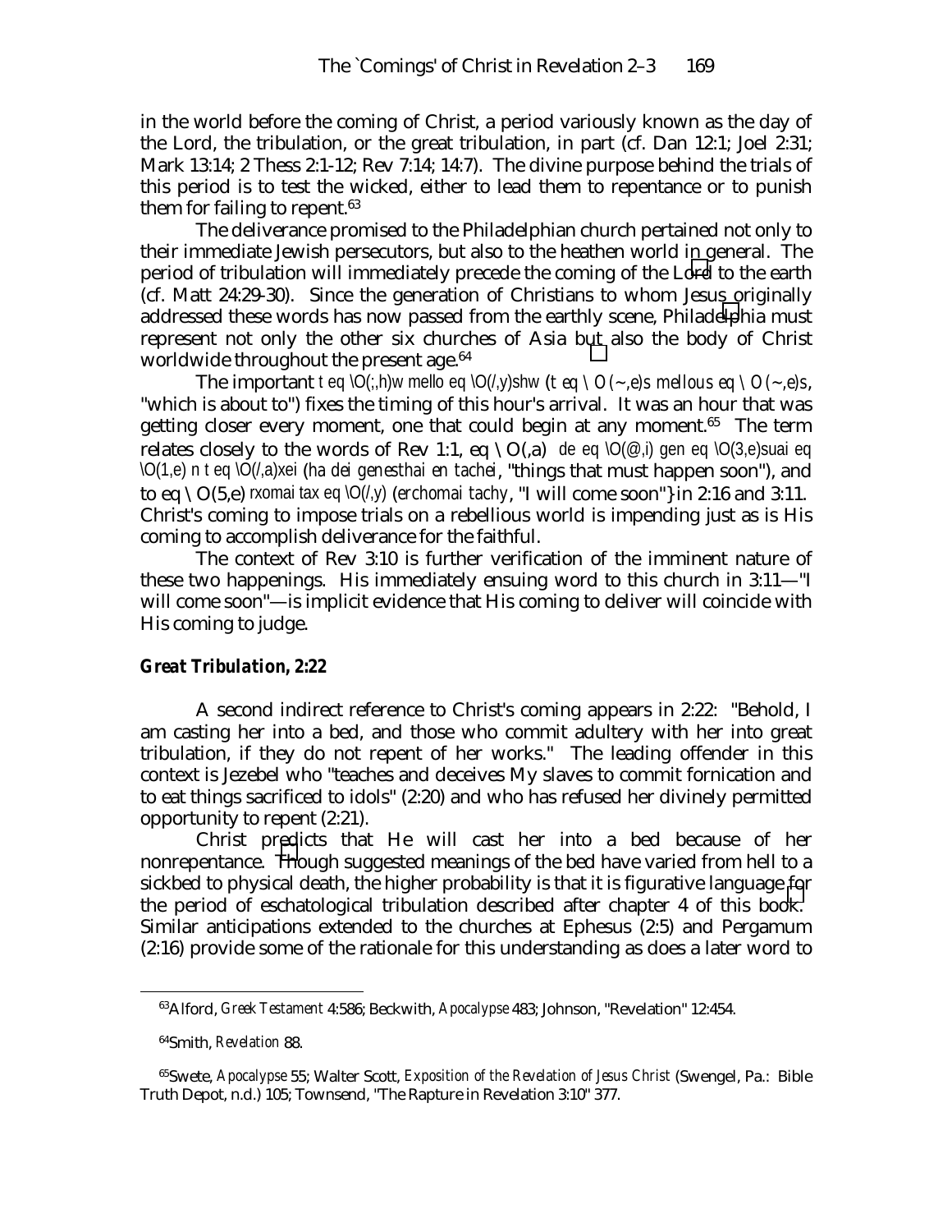in the world before the coming of Christ, a period variously known as the day of the Lord, the tribulation, or the great tribulation, in part (cf. Dan 12:1; Joel 2:31; Mark 13:14; 2 Thess 2:1-12; Rev 7:14; 14:7). The divine purpose behind the trials of this period is to test the wicked, either to lead them to repentance or to punish them for failing to repent.[63]

The deliverance promised to the Philadelphian church pertained not only to their immediate Jewish persecutors, but also to the heathen world in general. The period of tribulation will immediately precede the coming of the Lord to the earth (cf. Matt 24:29-30). Since the generation of Christians to whom Jesus originally addressed these words has now passed from the earthly scene, Philadelphia must represent not only the other six churches of Asia but also the body of Christ worldwide throughout the present age.[64]

The important *t eq \O(;,h)w mello eq \O(/,y)shw* (*t eq \ O (~,e)s mellous eq \ O (~,e)s*, "which is about to") fixes the timing of this hour's arrival. It was an hour that was getting closer every moment, one that could begin at any moment.[65] The term relates closely to the words of Rev 1:1, eq \ O(,a) *de eq \O(@,i) gen eq \O(3,e)suai eq \O(1,e) n t eq \O(/,a)xei* (*ha dei genesthai en tachei*, "things that must happen soon"), and to eq \ O(5,e) *rxomai tax eq \O(/,y)* (*erchomai tachy*, "I will come soon"} in 2:16 and 3:11. Christ's coming to impose trials on a rebellious world is impending just as is His coming to accomplish deliverance for the faithful.

The context of Rev 3:10 is further verification of the imminent nature of these two happenings. His immediately ensuing word to this church in 3:11—"I will come soon"—is implicit evidence that His coming to deliver will coincide with His coming to judge.

### *Great Tribulation, 2:22*

A second indirect reference to Christ's coming appears in 2:22: "Behold, I am casting her into a bed, and those who commit adultery with her into great tribulation, if they do not repent of her works." The leading offender in this context is Jezebel who "teaches and deceives My slaves to commit fornication and to eat things sacrificed to idols" (2:20) and who has refused her divinely permitted opportunity to repent (2:21).

Christ predicts that He will cast her into a bed because of her nonrepentance. Though suggested meanings of the bed have varied from hell to a sickbed to physical death, the higher probability is that it is figurative language for the period of eschatological tribulation described after chapter 4 of this book. Similar anticipations extended to the churches at Ephesus (2:5) and Pergamum (2:16) provide some of the rationale for this understanding as does a later word to

---

[63]Alford, *Greek Testament* 4:586; Beckwith, *Apocalypse* 483; Johnson, "Revelation" 12:454.

[64]Smith, *Revelation* 88.

[65]Swete, *Apocalypse* 55; Walter Scott, *Exposition of the Revelation of Jesus Christ* (Swengel, Pa.: Bible Truth Depot, n.d.) 105; Townsend, "The Rapture in Revelation 3:10" 377.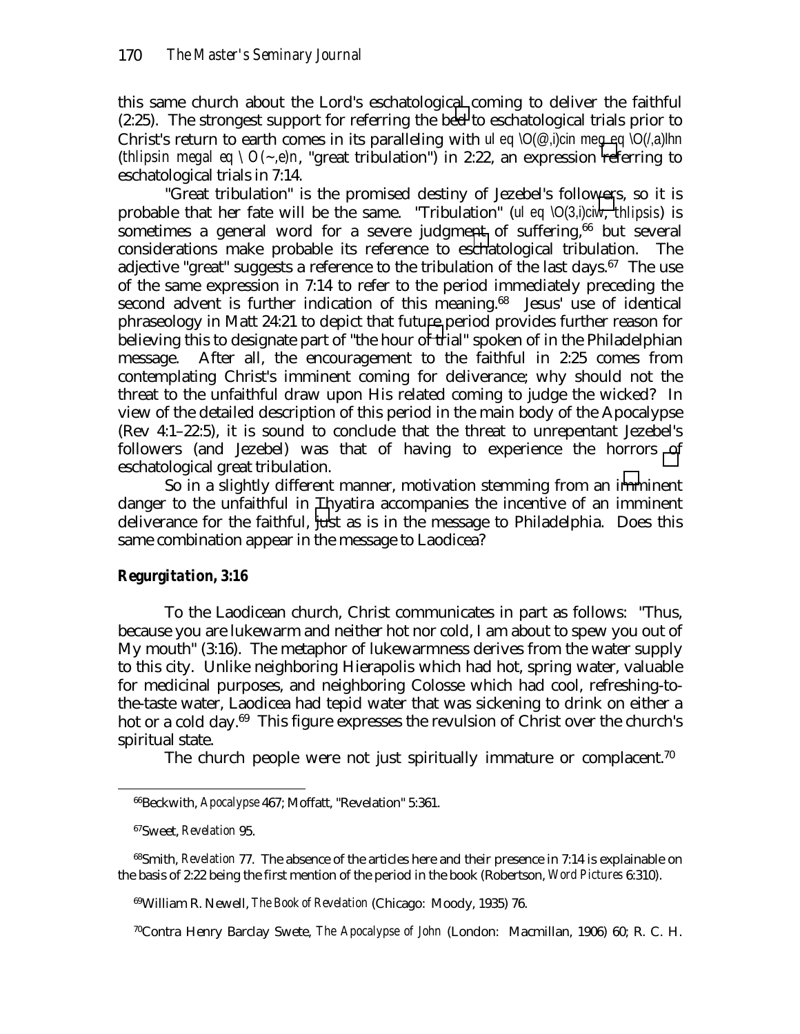this same church about the Lord's eschatological coming to deliver the faithful (2:25). The strongest support for referring the bed to eschatological trials prior to Christ's return to earth comes in its paralleling with *ul eq \O(@,i)cin meg eq \O(/,a)lhn* (*thlipsin megal eq \ O (~,e)n*, "great tribulation") in 2:22, an expression referring to eschatological trials in 7:14.

"Great tribulation" is the promised destiny of Jezebel's followers, so it is probable that her fate will be the same. "Tribulation" (*ul eq \O(3,i)ciw*, *thlipsis*) is sometimes a general word for a severe judgment of suffering,[66] but several considerations make probable its reference to eschatological tribulation. The adjective "great" suggests a reference to the tribulation of the last days.[67] The use of the same expression in 7:14 to refer to the period immediately preceding the second advent is further indication of this meaning.[68] Jesus' use of identical phraseology in Matt 24:21 to depict that future period provides further reason for believing this to designate part of "the hour of trial" spoken of in the Philadelphian message. After all, the encouragement to the faithful in 2:25 comes from contemplating Christ's imminent coming for deliverance; why should not the threat to the unfaithful draw upon His related coming to judge the wicked? In view of the detailed description of this period in the main body of the Apocalypse (Rev 4:1–22:5), it is sound to conclude that the threat to unrepentant Jezebel's followers (and Jezebel) was that of having to experience the horrors of eschatological great tribulation.

So in a slightly different manner, motivation stemming from an imminent danger to the unfaithful in Thyatira accompanies the incentive of an imminent deliverance for the faithful, just as is in the message to Philadelphia. Does this same combination appear in the message to Laodicea?

### *Regurgitation, 3:16*

To the Laodicean church, Christ communicates in part as follows: "Thus, because you are lukewarm and neither hot nor cold, I am about to spew you out of My mouth" (3:16). The metaphor of lukewarmness derives from the water supply to this city. Unlike neighboring Hierapolis which had hot, spring water, valuable for medicinal purposes, and neighboring Colosse which had cool, refreshing-to-the-taste water, Laodicea had tepid water that was sickening to drink on either a hot or a cold day.[69] This figure expresses the revulsion of Christ over the church's spiritual state.

The church people were not just spiritually immature or complacent.[70]

---

[66]Beckwith, *Apocalypse* 467; Moffatt, "Revelation" 5:361.

[67]Sweet, *Revelation* 95.

[68]Smith, *Revelation* 77. The absence of the articles here and their presence in 7:14 is explainable on the basis of 2:22 being the first mention of the period in the book (Robertson, *Word Pictures* 6:310).

[69]William R. Newell, *The Book of Revelation* (Chicago: Moody, 1935) 76.

[70]Contra Henry Barclay Swete, *The Apocalypse of John* (London: Macmillan, 1906) 60; R. C. H.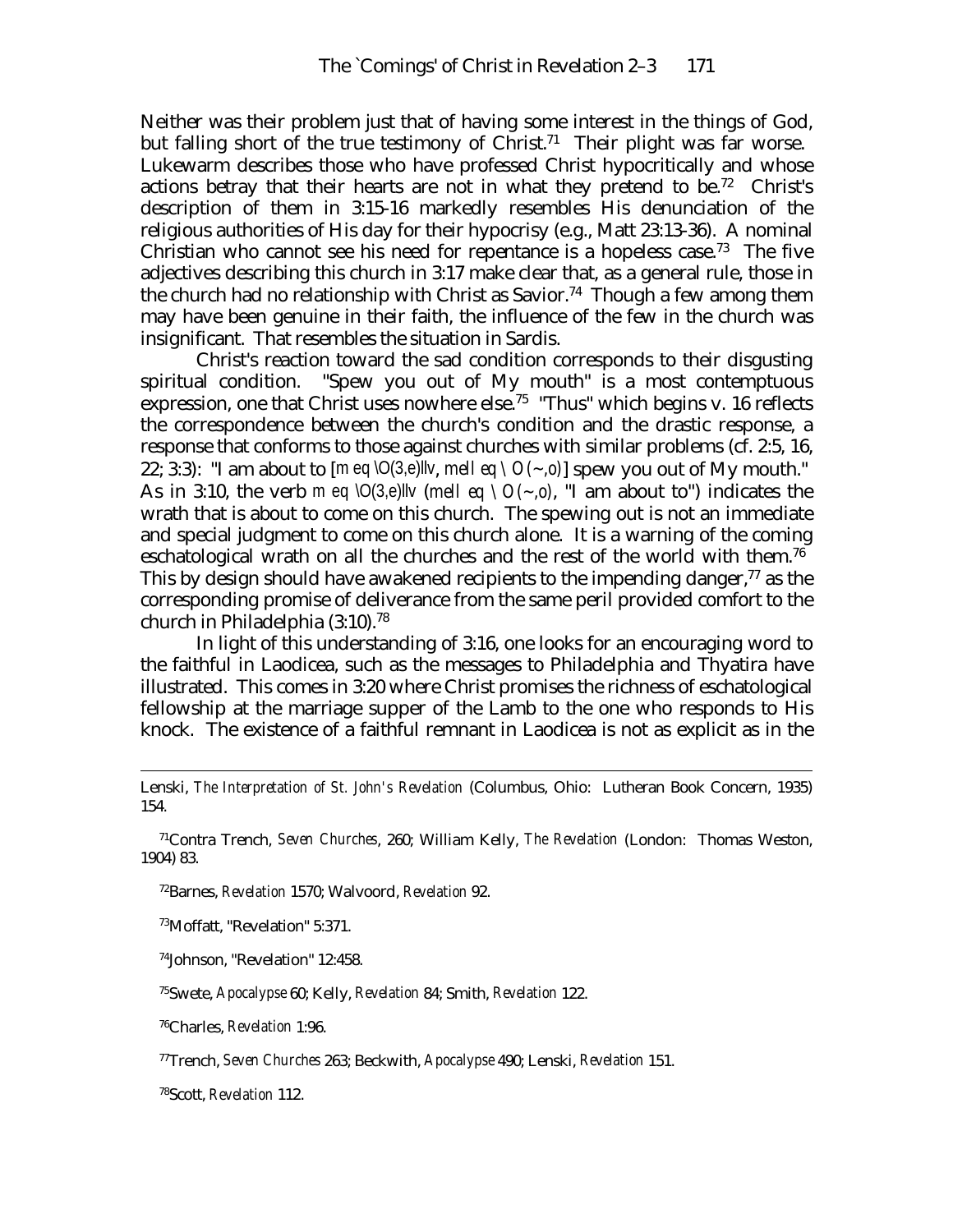Neither was their problem just that of having some interest in the things of God, but falling short of the true testimony of Christ.[71] Their plight was far worse. Lukewarm describes those who have professed Christ hypocritically and whose actions betray that their hearts are not in what they pretend to be.[72] Christ's description of them in 3:15-16 markedly resembles His denunciation of the religious authorities of His day for their hypocrisy (e.g., Matt 23:13-36). A nominal Christian who cannot see his need for repentance is a hopeless case.[73] The five adjectives describing this church in 3:17 make clear that, as a general rule, those in the church had no relationship with Christ as Savior.[74] Though a few among them may have been genuine in their faith, the influence of the few in the church was insignificant. That resembles the situation in Sardis.

Christ's reaction toward the sad condition corresponds to their disgusting spiritual condition. "Spew you out of My mouth" is a most contemptuous expression, one that Christ uses nowhere else.[75] "Thus" which begins v. 16 reflects the correspondence between the church's condition and the drastic response, a response that conforms to those against churches with similar problems (cf. 2:5, 16, 22; 3:3): "I am about to [*m eq \O(3,e)llv, mell eq \ O (~,o)*] spew you out of My mouth." As in 3:10, the verb *m eq \O(3,e)llv* (*mell eq \ O (~,o)*, "I am about to") indicates the wrath that is about to come on this church. The spewing out is not an immediate and special judgment to come on this church alone. It is a warning of the coming eschatological wrath on all the churches and the rest of the world with them.[76] This by design should have awakened recipients to the impending danger,[77] as the corresponding promise of deliverance from the same peril provided comfort to the church in Philadelphia (3:10).[78]

In light of this understanding of 3:16, one looks for an encouraging word to the faithful in Laodicea, such as the messages to Philadelphia and Thyatira have illustrated. This comes in 3:20 where Christ promises the richness of eschatological fellowship at the marriage supper of the Lamb to the one who responds to His knock. The existence of a faithful remnant in Laodicea is not as explicit as in the

---

Lenski, *The Interpretation of St. John's Revelation* (Columbus, Ohio: Lutheran Book Concern, 1935) 154.

[71]Contra Trench, *Seven Churches*, 260; William Kelly, *The Revelation* (London: Thomas Weston, 1904) 83.

[72]Barnes, *Revelation* 1570; Walvoord, *Revelation* 92.

[73]Moffatt, "Revelation" 5:371.

[74]Johnson, "Revelation" 12:458.

[75]Swete, *Apocalypse* 60; Kelly, *Revelation* 84; Smith, *Revelation* 122.

[76]Charles, *Revelation* 1:96.

[77]Trench, *Seven Churches* 263; Beckwith, *Apocalypse* 490; Lenski, *Revelation* 151.

[78]Scott, *Revelation* 112.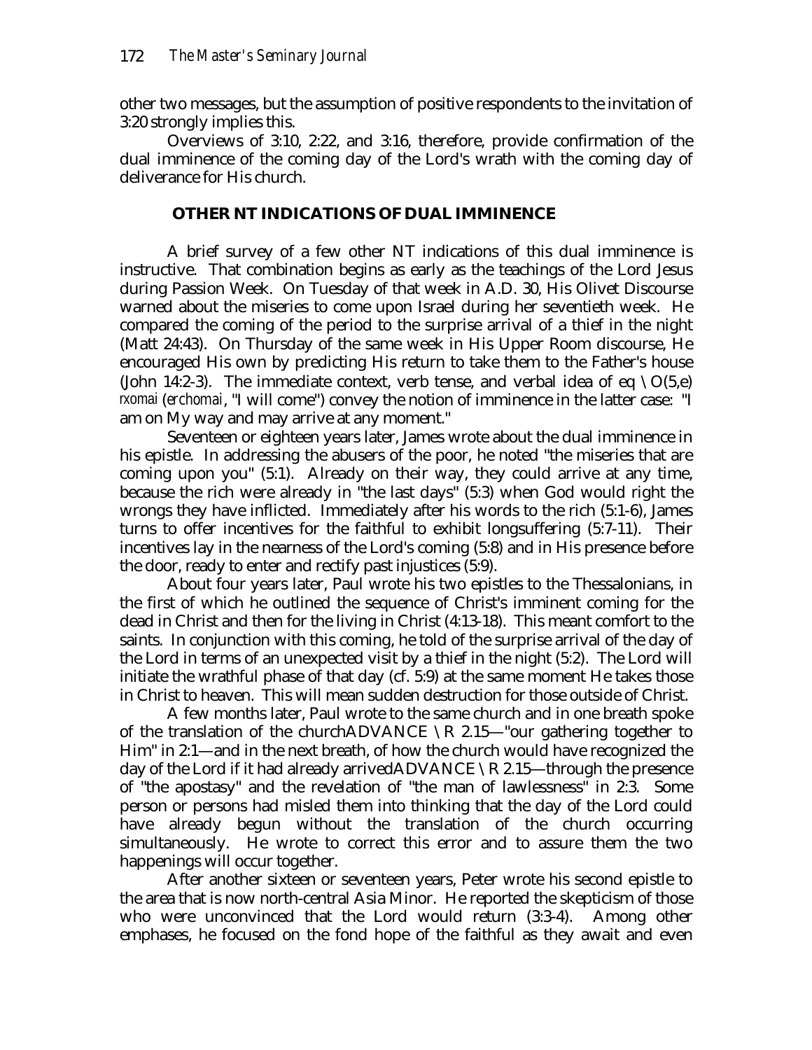other two messages, but the assumption of positive respondents to the invitation of 3:20 strongly implies this.

Overviews of 3:10, 2:22, and 3:16, therefore, provide confirmation of the dual imminence of the coming day of the Lord's wrath with the coming day of deliverance for His church.

## OTHER NT INDICATIONS OF DUAL IMMINENCE

A brief survey of a few other NT indications of this dual imminence is instructive. That combination begins as early as the teachings of the Lord Jesus during Passion Week. On Tuesday of that week in A.D. 30, His Olivet Discourse warned about the miseries to come upon Israel during her seventieth week. He compared the coming of the period to the surprise arrival of a thief in the night (Matt 24:43). On Thursday of the same week in His Upper Room discourse, He encouraged His own by predicting His return to take them to the Father's house (John 14:2-3). The immediate context, verb tense, and verbal idea of eq \O(5,e) *rxomai* (*erchomai*, "I will come") convey the notion of imminence in the latter case: "I am on My way and may arrive at any moment."

Seventeen or eighteen years later, James wrote about the dual imminence in his epistle. In addressing the abusers of the poor, he noted "the miseries that are coming upon you" (5:1). Already on their way, they could arrive at any time, because the rich were already in "the last days" (5:3) when God would right the wrongs they have inflicted. Immediately after his words to the rich (5:1-6), James turns to offer incentives for the faithful to exhibit longsuffering (5:7-11). Their incentives lay in the nearness of the Lord's coming (5:8) and in His presence before the door, ready to enter and rectify past injustices (5:9).

About four years later, Paul wrote his two epistles to the Thessalonians, in the first of which he outlined the sequence of Christ's imminent coming for the dead in Christ and then for the living in Christ (4:13-18). This meant comfort to the saints. In conjunction with this coming, he told of the surprise arrival of the day of the Lord in terms of an unexpected visit by a thief in the night (5:2). The Lord will initiate the wrathful phase of that day (cf. 5:9) at the same moment He takes those in Christ to heaven. This will mean sudden destruction for those outside of Christ.

A few months later, Paul wrote to the same church and in one breath spoke of the translation of the churchADVANCE \R 2.15—"our gathering together to Him" in 2:1—and in the next breath, of how the church would have recognized the day of the Lord if it had already arrivedADVANCE \R 2.15—through the presence of "the apostasy" and the revelation of "the man of lawlessness" in 2:3. Some person or persons had misled them into thinking that the day of the Lord could have already begun without the translation of the church occurring simultaneously. He wrote to correct this error and to assure them the two happenings will occur together.

After another sixteen or seventeen years, Peter wrote his second epistle to the area that is now north-central Asia Minor. He reported the skepticism of those who were unconvinced that the Lord would return (3:3-4). Among other emphases, he focused on the fond hope of the faithful as they await and even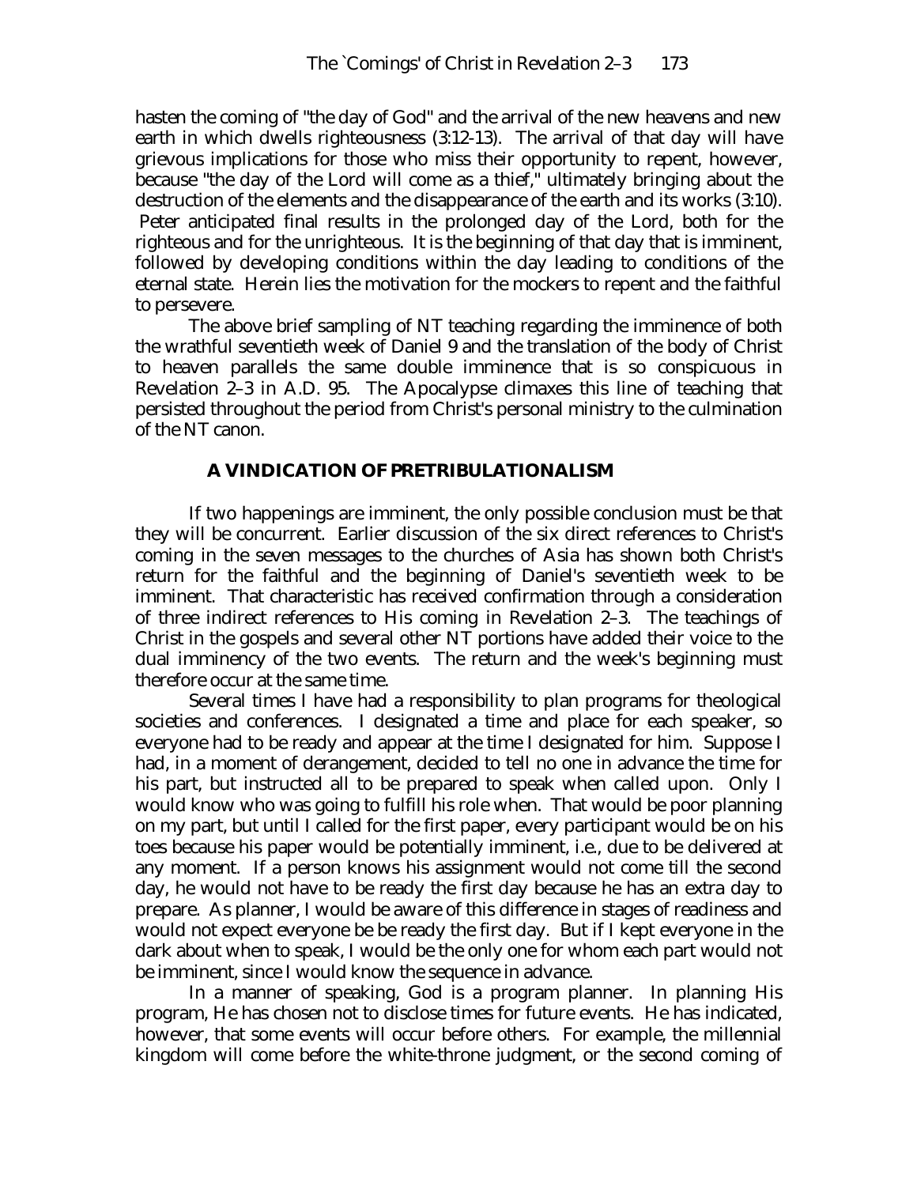hasten the coming of "the day of God" and the arrival of the new heavens and new earth in which dwells righteousness (3:12-13). The arrival of that day will have grievous implications for those who miss their opportunity to repent, however, because "the day of the Lord will come as a thief," ultimately bringing about the destruction of the elements and the disappearance of the earth and its works (3:10). Peter anticipated final results in the prolonged day of the Lord, both for the righteous and for the unrighteous. It is the beginning of that day that is imminent, followed by developing conditions within the day leading to conditions of the eternal state. Herein lies the motivation for the mockers to repent and the faithful to persevere.

The above brief sampling of NT teaching regarding the imminence of both the wrathful seventieth week of Daniel 9 and the translation of the body of Christ to heaven parallels the same double imminence that is so conspicuous in Revelation 2–3 in A.D. 95. The Apocalypse climaxes this line of teaching that persisted throughout the period from Christ's personal ministry to the culmination of the NT canon.

## A VINDICATION OF PRETRIBULATIONALISM

If two happenings are imminent, the only possible conclusion must be that they will be concurrent. Earlier discussion of the six direct references to Christ's coming in the seven messages to the churches of Asia has shown both Christ's return for the faithful and the beginning of Daniel's seventieth week to be imminent. That characteristic has received confirmation through a consideration of three indirect references to His coming in Revelation 2–3. The teachings of Christ in the gospels and several other NT portions have added their voice to the dual imminency of the two events. The return and the week's beginning must therefore occur at the same time.

Several times I have had a responsibility to plan programs for theological societies and conferences. I designated a time and place for each speaker, so everyone had to be ready and appear at the time I designated for him. Suppose I had, in a moment of derangement, decided to tell no one in advance the time for his part, but instructed all to be prepared to speak when called upon. Only I would know who was going to fulfill his role when. That would be poor planning on my part, but until I called for the first paper, every participant would be on his toes because his paper would be potentially imminent, i.e., due to be delivered at any moment. If a person knows his assignment would not come till the second day, he would not have to be ready the first day because he has an extra day to prepare. As planner, I would be aware of this difference in stages of readiness and would not expect everyone be be ready the first day. But if I kept everyone in the dark about when to speak, I would be the only one for whom each part would not be imminent, since I would know the sequence in advance.

In a manner of speaking, God is a program planner. In planning His program, He has chosen not to disclose times for future events. He has indicated, however, that some events will occur before others. For example, the millennial kingdom will come before the white-throne judgment, or the second coming of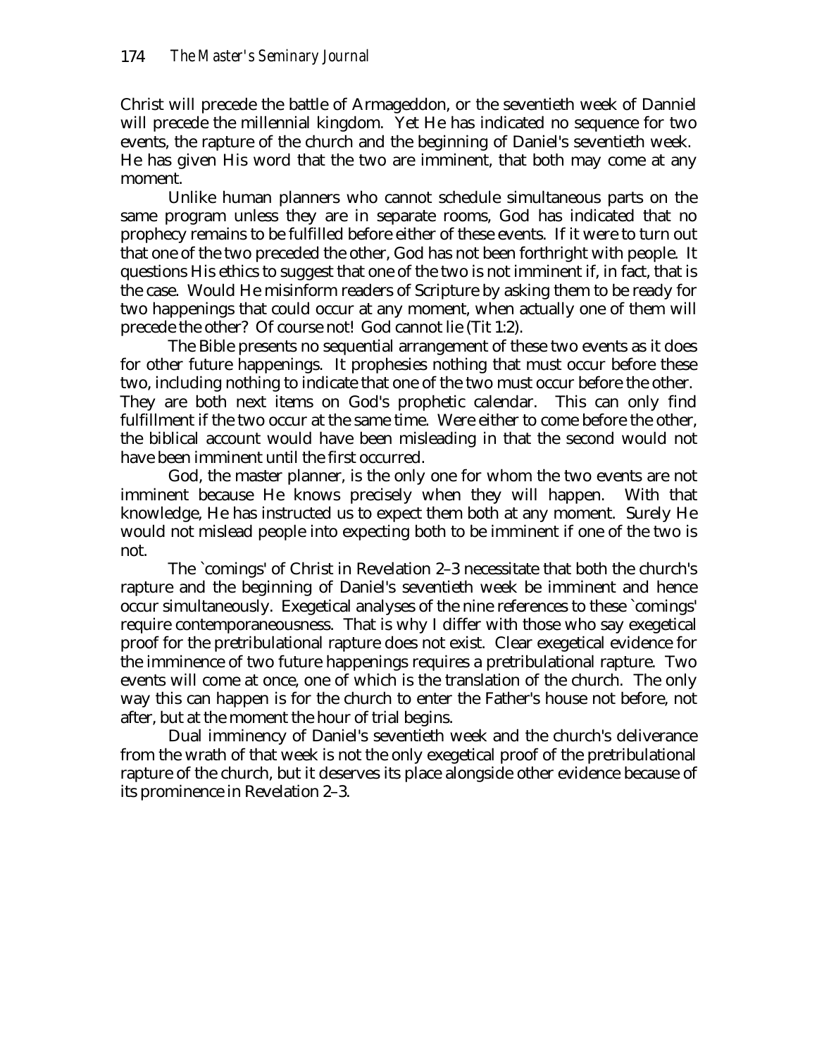Christ will precede the battle of Armageddon, or the seventieth week of Danniel will precede the millennial kingdom. Yet He has indicated no sequence for two events, the rapture of the church and the beginning of Daniel's seventieth week. He has given His word that the two are imminent, that both may come at any moment.

Unlike human planners who cannot schedule simultaneous parts on the same program unless they are in separate rooms, God has indicated that no prophecy remains to be fulfilled before either of these events. If it were to turn out that one of the two preceded the other, God has not been forthright with people. It questions His ethics to suggest that one of the two is not imminent if, in fact, that is the case. Would He misinform readers of Scripture by asking them to be ready for two happenings that could occur at any moment, when actually one of them will precede the other? Of course not! God cannot lie (Tit 1:2).

The Bible presents no sequential arrangement of these two events as it does for other future happenings. It prophesies nothing that must occur before these two, including nothing to indicate that one of the two must occur before the other. They are both next items on God's prophetic calendar. This can only find fulfillment if the two occur at the same time. Were either to come before the other, the biblical account would have been misleading in that the second would not have been imminent until the first occurred.

God, the master planner, is the only one for whom the two events are not imminent because He knows precisely when they will happen. With that knowledge, He has instructed us to expect them both at any moment. Surely He would not mislead people into expecting both to be imminent if one of the two is not.

The `comings' of Christ in Revelation 2–3 necessitate that both the church's rapture and the beginning of Daniel's seventieth week be imminent and hence occur simultaneously. Exegetical analyses of the nine references to these `comings' require contemporaneousness. That is why I differ with those who say exegetical proof for the pretribulational rapture does not exist. Clear exegetical evidence for the imminence of two future happenings requires a pretribulational rapture. Two events will come at once, one of which is the translation of the church. The only way this can happen is for the church to enter the Father's house not before, not after, but at the moment the hour of trial begins.

Dual imminency of Daniel's seventieth week and the church's deliverance from the wrath of that week is not the only exegetical proof of the pretribulational rapture of the church, but it deserves its place alongside other evidence because of its prominence in Revelation 2–3.